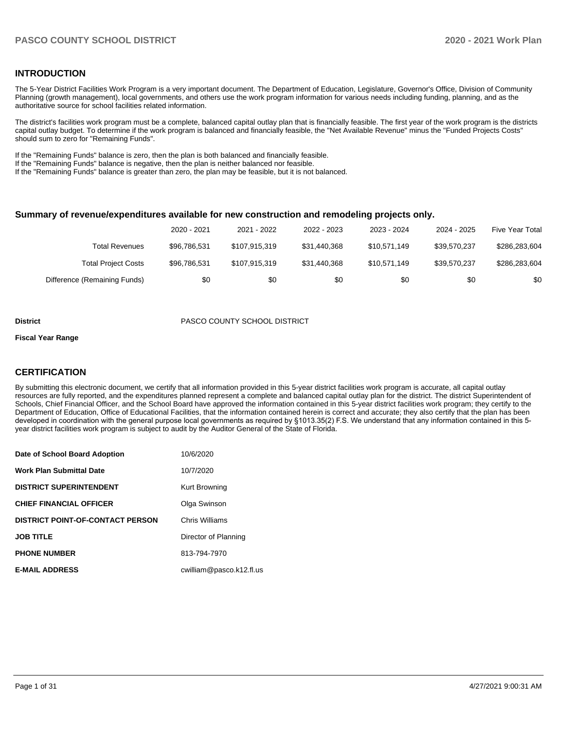## INTRODUCTION

The 5-Year District Facilities Work Program is a very important document. The Department of Education, Legislature, Governor's Office, Division of Community Planning (growth management), local governments, and others use the work program information for various needs including funding, planning, and as the authoritative source for school facilities related information.

The district's facilities work program must be a complete, balanced capital outlay plan that is financially feasible. The first year of the work program is the districts capital outlay budget. To determine if the work program is balanced and financially feasible, the "Net Available Revenue" minus the "Funded Projects Costs" should sum to zero for "Remaining Funds".

If the "Remaining Funds" balance is zero, then the plan is both balanced and financially feasible.
If the "Remaining Funds" balance is negative, then the plan is neither balanced nor feasible.
If the "Remaining Funds" balance is greater than zero, the plan may be feasible, but it is not balanced.

### Summary of revenue/expenditures available for new construction and remodeling projects only.

| | 2020 - 2021 | 2021 - 2022 | 2022 - 2023 | 2023 - 2024 | 2024 - 2025 | Five Year Total |
|---|---|---|---|---|---|---|
| Total Revenues | $96,786,531 | $107,915,319 | $31,440,368 | $10,571,149 | $39,570,237 | $286,283,604 |
| Total Project Costs | $96,786,531 | $107,915,319 | $31,440,368 | $10,571,149 | $39,570,237 | $286,283,604 |
| Difference (Remaining Funds) | $0 | $0 | $0 | $0 | $0 | $0 |

**District** PASCO COUNTY SCHOOL DISTRICT

**Fiscal Year Range**

## CERTIFICATION

By submitting this electronic document, we certify that all information provided in this 5-year district facilities work program is accurate, all capital outlay resources are fully reported, and the expenditures planned represent a complete and balanced capital outlay plan for the district. The district Superintendent of Schools, Chief Financial Officer, and the School Board have approved the information contained in this 5-year district facilities work program; they certify to the Department of Education, Office of Educational Facilities, that the information contained herein is correct and accurate; they also certify that the plan has been developed in coordination with the general purpose local governments as required by §1013.35(2) F.S. We understand that any information contained in this 5-year district facilities work program is subject to audit by the Auditor General of the State of Florida.

| | |
|---|---|
| **Date of School Board Adoption** | 10/6/2020 |
| **Work Plan Submittal Date** | 10/7/2020 |
| **DISTRICT SUPERINTENDENT** | Kurt Browning |
| **CHIEF FINANCIAL OFFICER** | Olga Swinson |
| **DISTRICT POINT-OF-CONTACT PERSON** | Chris Williams |
| **JOB TITLE** | Director of Planning |
| **PHONE NUMBER** | 813-794-7970 |
| **E-MAIL ADDRESS** | cwilliam@pasco.k12.fl.us |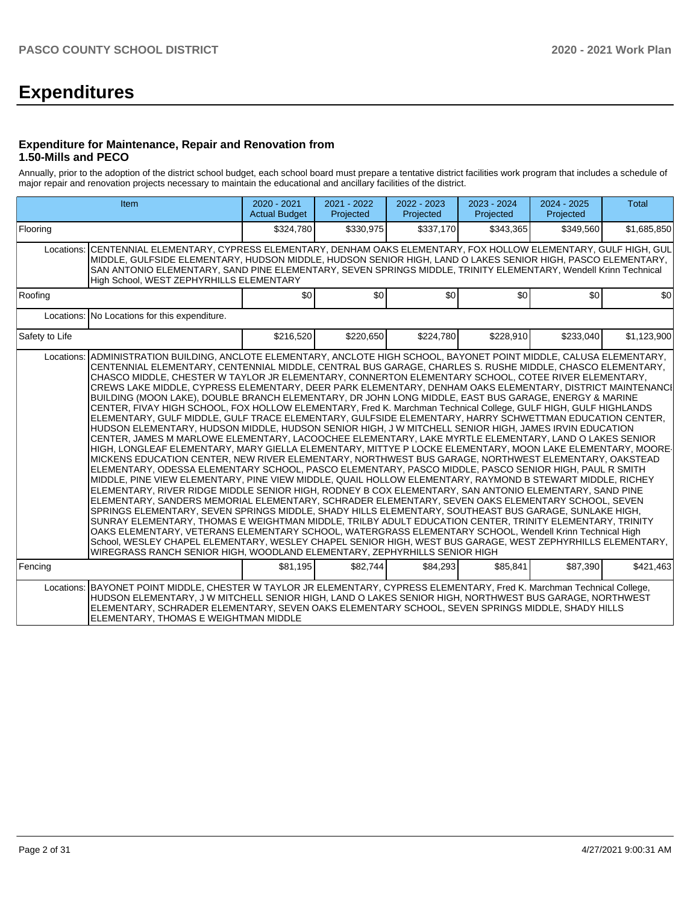# Expenditures

### Expenditure for Maintenance, Repair and Renovation from 1.50-Mills and PECO

Annually, prior to the adoption of the district school budget, each school board must prepare a tentative district facilities work program that includes a schedule of major repair and renovation projects necessary to maintain the educational and ancillary facilities of the district.

| Item | | 2020 - 2021 Actual Budget | 2021 - 2022 Projected | 2022 - 2023 Projected | 2023 - 2024 Projected | 2024 - 2025 Projected | Total |
|---|---|---|---|---|---|---|---|
| Flooring | | $324,780 | $330,975 | $337,170 | $343,365 | $349,560 | $1,685,850 |
| Locations: | CENTENNIAL ELEMENTARY, CYPRESS ELEMENTARY, DENHAM OAKS ELEMENTARY, FOX HOLLOW ELEMENTARY, GULF HIGH, GULF MIDDLE, GULFSIDE ELEMENTARY, HUDSON MIDDLE, HUDSON SENIOR HIGH, LAND O LAKES SENIOR HIGH, PASCO ELEMENTARY, SAN ANTONIO ELEMENTARY, SAND PINE ELEMENTARY, SEVEN SPRINGS MIDDLE, TRINITY ELEMENTARY, Wendell Krinn Technical High School, WEST ZEPHYRHILLS ELEMENTARY | | | | | | |
| Roofing | | $0 | $0 | $0 | $0 | $0 | $0 |
| Locations: | No Locations for this expenditure. | | | | | | |
| Safety to Life | | $216,520 | $220,650 | $224,780 | $228,910 | $233,040 | $1,123,900 |
| Locations: | ADMINISTRATION BUILDING, ANCLOTE ELEMENTARY, ANCLOTE HIGH SCHOOL, BAYONET POINT MIDDLE, CALUSA ELEMENTARY, CENTENNIAL ELEMENTARY, CENTENNIAL MIDDLE, CENTRAL BUS GARAGE, CHARLES S. RUSHE MIDDLE, CHASCO ELEMENTARY, CHASCO MIDDLE, CHESTER W TAYLOR JR ELEMENTARY, CONNERTON ELEMENTARY SCHOOL, COTEE RIVER ELEMENTARY, CREWS LAKE MIDDLE, CYPRESS ELEMENTARY, DEER PARK ELEMENTARY, DENHAM OAKS ELEMENTARY, DISTRICT MAINTENANCE BUILDING (MOON LAKE), DOUBLE BRANCH ELEMENTARY, DR JOHN LONG MIDDLE, EAST BUS GARAGE, ENERGY & MARINE CENTER, FIVAY HIGH SCHOOL, FOX HOLLOW ELEMENTARY, Fred K. Marchman Technical College, GULF HIGH, GULF HIGHLANDS ELEMENTARY, GULF MIDDLE, GULF TRACE ELEMENTARY, GULFSIDE ELEMENTARY, HARRY SCHWETTMAN EDUCATION CENTER, HUDSON ELEMENTARY, HUDSON MIDDLE, HUDSON SENIOR HIGH, J W MITCHELL SENIOR HIGH, JAMES IRVIN EDUCATION CENTER, JAMES M MARLOWE ELEMENTARY, LACOOCHEE ELEMENTARY, LAKE MYRTLE ELEMENTARY, LAND O LAKES SENIOR HIGH, LONGLEAF ELEMENTARY, MARY GIELLA ELEMENTARY, MITTYE P LOCKE ELEMENTARY, MOON LAKE ELEMENTARY, MOORE-MICKENS EDUCATION CENTER, NEW RIVER ELEMENTARY, NORTHWEST BUS GARAGE, NORTHWEST ELEMENTARY, OAKSTEAD ELEMENTARY, ODESSA ELEMENTARY SCHOOL, PASCO ELEMENTARY, PASCO MIDDLE, PASCO SENIOR HIGH, PAUL R SMITH MIDDLE, PINE VIEW ELEMENTARY, PINE VIEW MIDDLE, QUAIL HOLLOW ELEMENTARY, RAYMOND B STEWART MIDDLE, RICHEY ELEMENTARY, RIVER RIDGE MIDDLE SENIOR HIGH, RODNEY B COX ELEMENTARY, SAN ANTONIO ELEMENTARY, SAND PINE ELEMENTARY, SANDERS MEMORIAL ELEMENTARY, SCHRADER ELEMENTARY, SEVEN OAKS ELEMENTARY SCHOOL, SEVEN SPRINGS ELEMENTARY, SEVEN SPRINGS MIDDLE, SHADY HILLS ELEMENTARY, SOUTHEAST BUS GARAGE, SUNLAKE HIGH, SUNRAY ELEMENTARY, THOMAS E WEIGHTMAN MIDDLE, TRILBY ADULT EDUCATION CENTER, TRINITY ELEMENTARY, TRINITY OAKS ELEMENTARY, VETERANS ELEMENTARY SCHOOL, WATERGRASS ELEMENTARY SCHOOL, Wendell Krinn Technical High School, WESLEY CHAPEL ELEMENTARY, WESLEY CHAPEL SENIOR HIGH, WEST BUS GARAGE, WEST ZEPHYRHILLS ELEMENTARY, WIREGRASS RANCH SENIOR HIGH, WOODLAND ELEMENTARY, ZEPHYRHILLS SENIOR HIGH | | | | | | |
| Fencing | | $81,195 | $82,744 | $84,293 | $85,841 | $87,390 | $421,463 |
| Locations: | BAYONET POINT MIDDLE, CHESTER W TAYLOR JR ELEMENTARY, CYPRESS ELEMENTARY, Fred K. Marchman Technical College, HUDSON ELEMENTARY, J W MITCHELL SENIOR HIGH, LAND O LAKES SENIOR HIGH, NORTHWEST BUS GARAGE, NORTHWEST ELEMENTARY, SCHRADER ELEMENTARY, SEVEN OAKS ELEMENTARY SCHOOL, SEVEN SPRINGS MIDDLE, SHADY HILLS ELEMENTARY, THOMAS E WEIGHTMAN MIDDLE | | | | | | |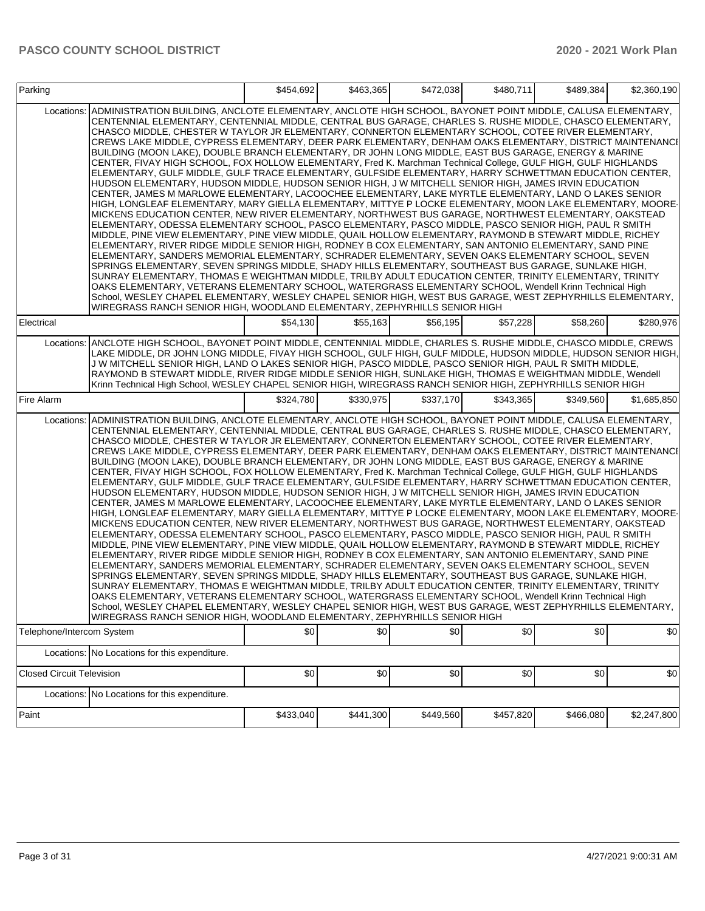| Parking | | $454,692 | $463,365 | $472,038 | $480,711 | $489,384 | $2,360,190 |
|---|---|---|---|---|---|---|---|
| Locations: | ADMINISTRATION BUILDING, ANCLOTE ELEMENTARY, ANCLOTE HIGH SCHOOL, BAYONET POINT MIDDLE, CALUSA ELEMENTARY, CENTENNIAL ELEMENTARY, CENTENNIAL MIDDLE, CENTRAL BUS GARAGE, CHARLES S. RUSHE MIDDLE, CHASCO ELEMENTARY, CHASCO MIDDLE, CHESTER W TAYLOR JR ELEMENTARY, CONNERTON ELEMENTARY SCHOOL, COTEE RIVER ELEMENTARY, CREWS LAKE MIDDLE, CYPRESS ELEMENTARY, DEER PARK ELEMENTARY, DENHAM OAKS ELEMENTARY, DISTRICT MAINTENANCE BUILDING (MOON LAKE), DOUBLE BRANCH ELEMENTARY, DR JOHN LONG MIDDLE, EAST BUS GARAGE, ENERGY & MARINE CENTER, FIVAY HIGH SCHOOL, FOX HOLLOW ELEMENTARY, Fred K. Marchman Technical College, GULF HIGH, GULF HIGHLANDS ELEMENTARY, GULF MIDDLE, GULF TRACE ELEMENTARY, GULFSIDE ELEMENTARY, HARRY SCHWETTMAN EDUCATION CENTER, HUDSON ELEMENTARY, HUDSON MIDDLE, HUDSON SENIOR HIGH, J W MITCHELL SENIOR HIGH, JAMES IRVIN EDUCATION CENTER, JAMES M MARLOWE ELEMENTARY, LACOOCHEE ELEMENTARY, LAKE MYRTLE ELEMENTARY, LAND O LAKES SENIOR HIGH, LONGLEAF ELEMENTARY, MARY GIELLA ELEMENTARY, MITTYE P LOCKE ELEMENTARY, MOON LAKE ELEMENTARY, MOORE-MICKENS EDUCATION CENTER, NEW RIVER ELEMENTARY, NORTHWEST BUS GARAGE, NORTHWEST ELEMENTARY, OAKSTEAD ELEMENTARY, ODESSA ELEMENTARY SCHOOL, PASCO ELEMENTARY, PASCO MIDDLE, PASCO SENIOR HIGH, PAUL R SMITH MIDDLE, PINE VIEW ELEMENTARY, PINE VIEW MIDDLE, QUAIL HOLLOW ELEMENTARY, RAYMOND B STEWART MIDDLE, RICHEY ELEMENTARY, RIVER RIDGE MIDDLE SENIOR HIGH, RODNEY B COX ELEMENTARY, SAN ANTONIO ELEMENTARY, SAND PINE ELEMENTARY, SANDERS MEMORIAL ELEMENTARY, SCHRADER ELEMENTARY, SEVEN OAKS ELEMENTARY SCHOOL, SEVEN SPRINGS ELEMENTARY, SEVEN SPRINGS MIDDLE, SHADY HILLS ELEMENTARY, SOUTHEAST BUS GARAGE, SUNLAKE HIGH, SUNRAY ELEMENTARY, THOMAS E WEIGHTMAN MIDDLE, TRILBY ADULT EDUCATION CENTER, TRINITY ELEMENTARY, TRINITY OAKS ELEMENTARY, VETERANS ELEMENTARY SCHOOL, WATERGRASS ELEMENTARY SCHOOL, Wendell Krinn Technical High School, WESLEY CHAPEL ELEMENTARY, WESLEY CHAPEL SENIOR HIGH, WEST BUS GARAGE, WEST ZEPHYRHILLS ELEMENTARY, WIREGRASS RANCH SENIOR HIGH, WOODLAND ELEMENTARY, ZEPHYRHILLS SENIOR HIGH | | | | | | |
| Electrical | | $54,130 | $55,163 | $56,195 | $57,228 | $58,260 | $280,976 |
| Locations: | ANCLOTE HIGH SCHOOL, BAYONET POINT MIDDLE, CENTENNIAL MIDDLE, CHARLES S. RUSHE MIDDLE, CHASCO MIDDLE, CREWS LAKE MIDDLE, DR JOHN LONG MIDDLE, FIVAY HIGH SCHOOL, GULF HIGH, GULF MIDDLE, HUDSON MIDDLE, HUDSON SENIOR HIGH, J W MITCHELL SENIOR HIGH, LAND O LAKES SENIOR HIGH, PASCO MIDDLE, PASCO SENIOR HIGH, PAUL R SMITH MIDDLE, RAYMOND B STEWART MIDDLE, RIVER RIDGE MIDDLE SENIOR HIGH, SUNLAKE HIGH, THOMAS E WEIGHTMAN MIDDLE, Wendell Krinn Technical High School, WESLEY CHAPEL SENIOR HIGH, WIREGRASS RANCH SENIOR HIGH, ZEPHYRHILLS SENIOR HIGH | | | | | | |
| Fire Alarm | | $324,780 | $330,975 | $337,170 | $343,365 | $349,560 | $1,685,850 |
| Locations: | ADMINISTRATION BUILDING, ANCLOTE ELEMENTARY, ANCLOTE HIGH SCHOOL, BAYONET POINT MIDDLE, CALUSA ELEMENTARY, CENTENNIAL ELEMENTARY, CENTENNIAL MIDDLE, CENTRAL BUS GARAGE, CHARLES S. RUSHE MIDDLE, CHASCO ELEMENTARY, CHASCO MIDDLE, CHESTER W TAYLOR JR ELEMENTARY, CONNERTON ELEMENTARY SCHOOL, COTEE RIVER ELEMENTARY, CREWS LAKE MIDDLE, CYPRESS ELEMENTARY, DEER PARK ELEMENTARY, DENHAM OAKS ELEMENTARY, DISTRICT MAINTENANCE BUILDING (MOON LAKE), DOUBLE BRANCH ELEMENTARY, DR JOHN LONG MIDDLE, EAST BUS GARAGE, ENERGY & MARINE CENTER, FIVAY HIGH SCHOOL, FOX HOLLOW ELEMENTARY, Fred K. Marchman Technical College, GULF HIGH, GULF HIGHLANDS ELEMENTARY, GULF MIDDLE, GULF TRACE ELEMENTARY, GULFSIDE ELEMENTARY, HARRY SCHWETTMAN EDUCATION CENTER, HUDSON ELEMENTARY, HUDSON MIDDLE, HUDSON SENIOR HIGH, J W MITCHELL SENIOR HIGH, JAMES IRVIN EDUCATION CENTER, JAMES M MARLOWE ELEMENTARY, LACOOCHEE ELEMENTARY, LAKE MYRTLE ELEMENTARY, LAND O LAKES SENIOR HIGH, LONGLEAF ELEMENTARY, MARY GIELLA ELEMENTARY, MITTYE P LOCKE ELEMENTARY, MOON LAKE ELEMENTARY, MOORE-MICKENS EDUCATION CENTER, NEW RIVER ELEMENTARY, NORTHWEST BUS GARAGE, NORTHWEST ELEMENTARY, OAKSTEAD ELEMENTARY, ODESSA ELEMENTARY SCHOOL, PASCO ELEMENTARY, PASCO MIDDLE, PASCO SENIOR HIGH, PAUL R SMITH MIDDLE, PINE VIEW ELEMENTARY, PINE VIEW MIDDLE, QUAIL HOLLOW ELEMENTARY, RAYMOND B STEWART MIDDLE, RICHEY ELEMENTARY, RIVER RIDGE MIDDLE SENIOR HIGH, RODNEY B COX ELEMENTARY, SAN ANTONIO ELEMENTARY, SAND PINE ELEMENTARY, SANDERS MEMORIAL ELEMENTARY, SCHRADER ELEMENTARY, SEVEN OAKS ELEMENTARY SCHOOL, SEVEN SPRINGS ELEMENTARY, SEVEN SPRINGS MIDDLE, SHADY HILLS ELEMENTARY, SOUTHEAST BUS GARAGE, SUNLAKE HIGH, SUNRAY ELEMENTARY, THOMAS E WEIGHTMAN MIDDLE, TRILBY ADULT EDUCATION CENTER, TRINITY ELEMENTARY, TRINITY OAKS ELEMENTARY, VETERANS ELEMENTARY SCHOOL, WATERGRASS ELEMENTARY SCHOOL, Wendell Krinn Technical High School, WESLEY CHAPEL ELEMENTARY, WESLEY CHAPEL SENIOR HIGH, WEST BUS GARAGE, WEST ZEPHYRHILLS ELEMENTARY, WIREGRASS RANCH SENIOR HIGH, WOODLAND ELEMENTARY, ZEPHYRHILLS SENIOR HIGH | | | | | | |
| Telephone/Intercom System | | $0 | $0 | $0 | $0 | $0 | $0 |
| Locations: | No Locations for this expenditure. | | | | | | |
| Closed Circuit Television | | $0 | $0 | $0 | $0 | $0 | $0 |
| Locations: | No Locations for this expenditure. | | | | | | |
| Paint | | $433,040 | $441,300 | $449,560 | $457,820 | $466,080 | $2,247,800 |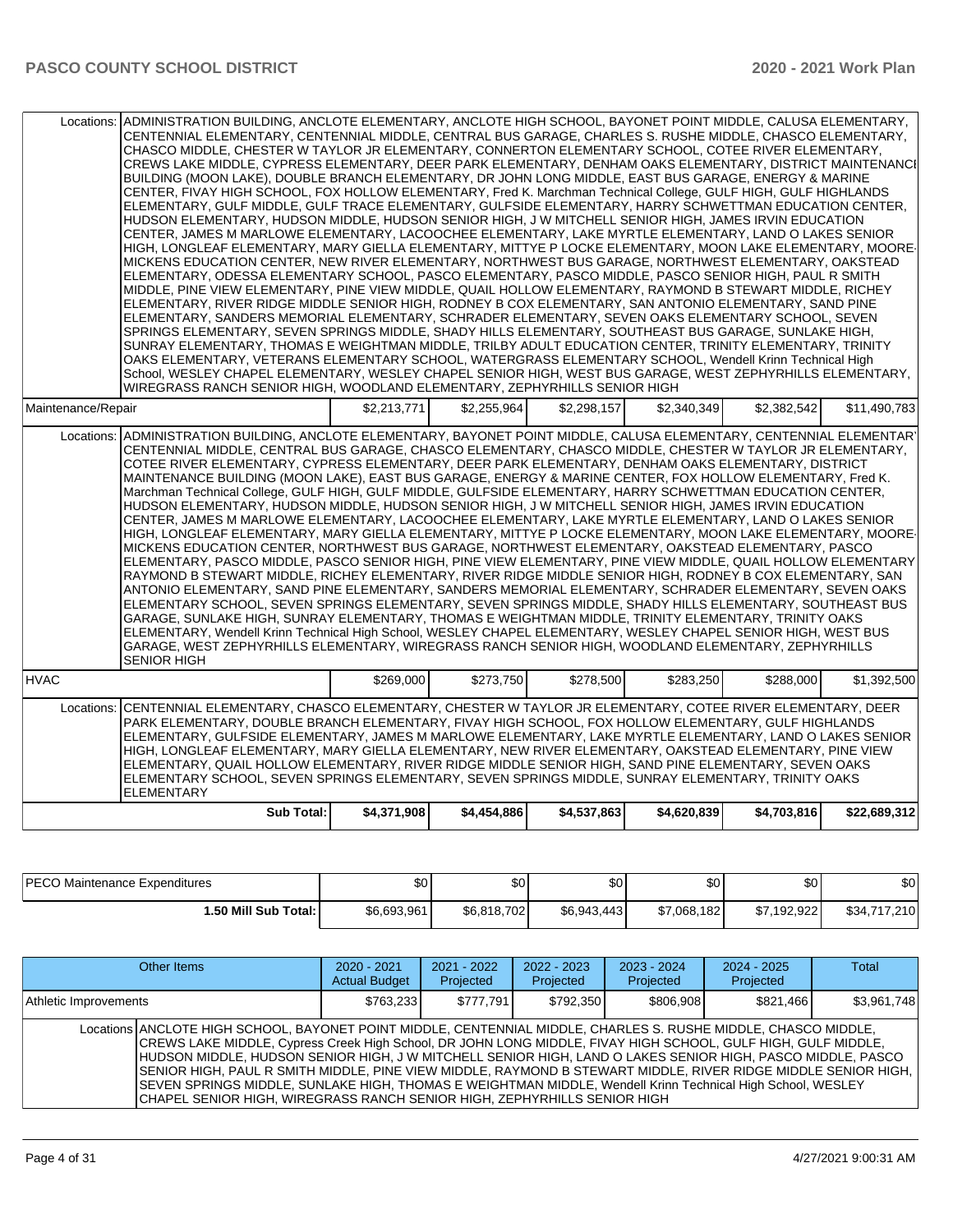| | | | | | | |
|---|---|---|---|---|---|---|
| Locations: | ADMINISTRATION BUILDING, ANCLOTE ELEMENTARY, ANCLOTE HIGH SCHOOL, BAYONET POINT MIDDLE, CALUSA ELEMENTARY, CENTENNIAL ELEMENTARY, CENTENNIAL MIDDLE, CENTRAL BUS GARAGE, CHARLES S. RUSHE MIDDLE, CHASCO ELEMENTARY, CHASCO MIDDLE, CHESTER W TAYLOR JR ELEMENTARY, CONNERTON ELEMENTARY SCHOOL, COTEE RIVER ELEMENTARY, CREWS LAKE MIDDLE, CYPRESS ELEMENTARY, DEER PARK ELEMENTARY, DENHAM OAKS ELEMENTARY, DISTRICT MAINTENANCE BUILDING (MOON LAKE), DOUBLE BRANCH ELEMENTARY, DR JOHN LONG MIDDLE, EAST BUS GARAGE, ENERGY & MARINE CENTER, FIVAY HIGH SCHOOL, FOX HOLLOW ELEMENTARY, Fred K. Marchman Technical College, GULF HIGH, GULF HIGHLANDS ELEMENTARY, GULF MIDDLE, GULF TRACE ELEMENTARY, GULFSIDE ELEMENTARY, HARRY SCHWETTMAN EDUCATION CENTER, HUDSON ELEMENTARY, HUDSON MIDDLE, HUDSON SENIOR HIGH, J W MITCHELL SENIOR HIGH, JAMES IRVIN EDUCATION CENTER, JAMES M MARLOWE ELEMENTARY, LACOOCHEE ELEMENTARY, LAKE MYRTLE ELEMENTARY, LAND O LAKES SENIOR HIGH, LONGLEAF ELEMENTARY, MARY GIELLA ELEMENTARY, MITTYE P LOCKE ELEMENTARY, MOON LAKE ELEMENTARY, MOORE-MICKENS EDUCATION CENTER, NEW RIVER ELEMENTARY, NORTHWEST BUS GARAGE, NORTHWEST ELEMENTARY, OAKSTEAD ELEMENTARY, ODESSA ELEMENTARY SCHOOL, PASCO ELEMENTARY, PASCO MIDDLE, PASCO SENIOR HIGH, PAUL R SMITH MIDDLE, PINE VIEW ELEMENTARY, PINE VIEW MIDDLE, QUAIL HOLLOW ELEMENTARY, RAYMOND B STEWART MIDDLE, RICHEY ELEMENTARY, RIVER RIDGE MIDDLE SENIOR HIGH, RODNEY B COX ELEMENTARY, SAN ANTONIO ELEMENTARY, SAND PINE ELEMENTARY, SANDERS MEMORIAL ELEMENTARY, SCHRADER ELEMENTARY, SEVEN OAKS ELEMENTARY SCHOOL, SEVEN SPRINGS ELEMENTARY, SEVEN SPRINGS MIDDLE, SHADY HILLS ELEMENTARY, SOUTHEAST BUS GARAGE, SUNLAKE HIGH, SUNRAY ELEMENTARY, THOMAS E WEIGHTMAN MIDDLE, TRILBY ADULT EDUCATION CENTER, TRINITY ELEMENTARY, TRINITY OAKS ELEMENTARY, VETERANS ELEMENTARY SCHOOL, WATERGRASS ELEMENTARY SCHOOL, Wendell Krinn Technical High School, WESLEY CHAPEL ELEMENTARY, WESLEY CHAPEL SENIOR HIGH, WEST BUS GARAGE, WEST ZEPHYRHILLS ELEMENTARY, WIREGRASS RANCH SENIOR HIGH, WOODLAND ELEMENTARY, ZEPHYRHILLS SENIOR HIGH | | | | | |
| Maintenance/Repair | | $2,213,771 | $2,255,964 | $2,298,157 | $2,340,349 | $2,382,542 | $11,490,783 |
| Locations: | ADMINISTRATION BUILDING, ANCLOTE ELEMENTARY, BAYONET POINT MIDDLE, CALUSA ELEMENTARY, CENTENNIAL ELEMENTARY, CENTENNIAL MIDDLE, CENTRAL BUS GARAGE, CHASCO ELEMENTARY, CHASCO MIDDLE, CHESTER W TAYLOR JR ELEMENTARY, COTEE RIVER ELEMENTARY, CYPRESS ELEMENTARY, DEER PARK ELEMENTARY, DENHAM OAKS ELEMENTARY, DISTRICT MAINTENANCE BUILDING (MOON LAKE), EAST BUS GARAGE, ENERGY & MARINE CENTER, FOX HOLLOW ELEMENTARY, Fred K. Marchman Technical College, GULF HIGH, GULF MIDDLE, GULFSIDE ELEMENTARY, HARRY SCHWETTMAN EDUCATION CENTER, HUDSON ELEMENTARY, HUDSON MIDDLE, HUDSON SENIOR HIGH, J W MITCHELL SENIOR HIGH, JAMES IRVIN EDUCATION CENTER, JAMES M MARLOWE ELEMENTARY, LACOOCHEE ELEMENTARY, LAKE MYRTLE ELEMENTARY, LAND O LAKES SENIOR HIGH, LONGLEAF ELEMENTARY, MARY GIELLA ELEMENTARY, MITTYE P LOCKE ELEMENTARY, MOON LAKE ELEMENTARY, MOORE-MICKENS EDUCATION CENTER, NORTHWEST BUS GARAGE, NORTHWEST ELEMENTARY, OAKSTEAD ELEMENTARY, PASCO ELEMENTARY, PASCO MIDDLE, PASCO SENIOR HIGH, PINE VIEW ELEMENTARY, PINE VIEW MIDDLE, QUAIL HOLLOW ELEMENTARY, RAYMOND B STEWART MIDDLE, RICHEY ELEMENTARY, RIVER RIDGE MIDDLE SENIOR HIGH, RODNEY B COX ELEMENTARY, SAN ANTONIO ELEMENTARY, SAND PINE ELEMENTARY, SANDERS MEMORIAL ELEMENTARY, SCHRADER ELEMENTARY, SEVEN OAKS ELEMENTARY SCHOOL, SEVEN SPRINGS ELEMENTARY, SEVEN SPRINGS MIDDLE, SHADY HILLS ELEMENTARY, SOUTHEAST BUS GARAGE, SUNLAKE HIGH, SUNRAY ELEMENTARY, THOMAS E WEIGHTMAN MIDDLE, TRINITY ELEMENTARY, TRINITY OAKS ELEMENTARY, Wendell Krinn Technical High School, WESLEY CHAPEL ELEMENTARY, WESLEY CHAPEL SENIOR HIGH, WEST BUS GARAGE, WEST ZEPHYRHILLS ELEMENTARY, WIREGRASS RANCH SENIOR HIGH, WOODLAND ELEMENTARY, ZEPHYRHILLS SENIOR HIGH | | | | | |
| HVAC | | $269,000 | $273,750 | $278,500 | $283,250 | $288,000 | $1,392,500 |
| Locations: | CENTENNIAL ELEMENTARY, CHASCO ELEMENTARY, CHESTER W TAYLOR JR ELEMENTARY, COTEE RIVER ELEMENTARY, DEER PARK ELEMENTARY, DOUBLE BRANCH ELEMENTARY, FIVAY HIGH SCHOOL, FOX HOLLOW ELEMENTARY, GULF HIGHLANDS ELEMENTARY, GULFSIDE ELEMENTARY, JAMES M MARLOWE ELEMENTARY, LAKE MYRTLE ELEMENTARY, LAND O LAKES SENIOR HIGH, LONGLEAF ELEMENTARY, MARY GIELLA ELEMENTARY, NEW RIVER ELEMENTARY, OAKSTEAD ELEMENTARY, PINE VIEW ELEMENTARY, QUAIL HOLLOW ELEMENTARY, RIVER RIDGE MIDDLE SENIOR HIGH, SAND PINE ELEMENTARY, SEVEN OAKS ELEMENTARY SCHOOL, SEVEN SPRINGS ELEMENTARY, SEVEN SPRINGS MIDDLE, SUNRAY ELEMENTARY, TRINITY OAKS ELEMENTARY | | | | | |
| | **Sub Total:** | **$4,371,908** | **$4,454,886** | **$4,537,863** | **$4,620,839** | **$4,703,816** | **$22,689,312** |

| | | | | | | |
|---|---|---|---|---|---|---|
| PECO Maintenance Expenditures | $0 | $0 | $0 | $0 | $0 | $0 |
| **1.50 Mill Sub Total:** | $6,693,961 | $6,818,702 | $6,943,443 | $7,068,182 | $7,192,922 | $34,717,210 |

| Other Items | | 2020 - 2021 Actual Budget | 2021 - 2022 Projected | 2022 - 2023 Projected | 2023 - 2024 Projected | 2024 - 2025 Projected | Total |
|---|---|---|---|---|---|---|---|
| Athletic Improvements | | $763,233 | $777,791 | $792,350 | $806,908 | $821,466 | $3,961,748 |
| Locations | ANCLOTE HIGH SCHOOL, BAYONET POINT MIDDLE, CENTENNIAL MIDDLE, CHARLES S. RUSHE MIDDLE, CHASCO MIDDLE, CREWS LAKE MIDDLE, Cypress Creek High School, DR JOHN LONG MIDDLE, FIVAY HIGH SCHOOL, GULF HIGH, GULF MIDDLE, HUDSON MIDDLE, HUDSON SENIOR HIGH, J W MITCHELL SENIOR HIGH, LAND O LAKES SENIOR HIGH, PASCO MIDDLE, PASCO SENIOR HIGH, PAUL R SMITH MIDDLE, PINE VIEW MIDDLE, RAYMOND B STEWART MIDDLE, RIVER RIDGE MIDDLE SENIOR HIGH, SEVEN SPRINGS MIDDLE, SUNLAKE HIGH, THOMAS E WEIGHTMAN MIDDLE, Wendell Krinn Technical High School, WESLEY CHAPEL SENIOR HIGH, WIREGRASS RANCH SENIOR HIGH, ZEPHYRHILLS SENIOR HIGH | | | | | | |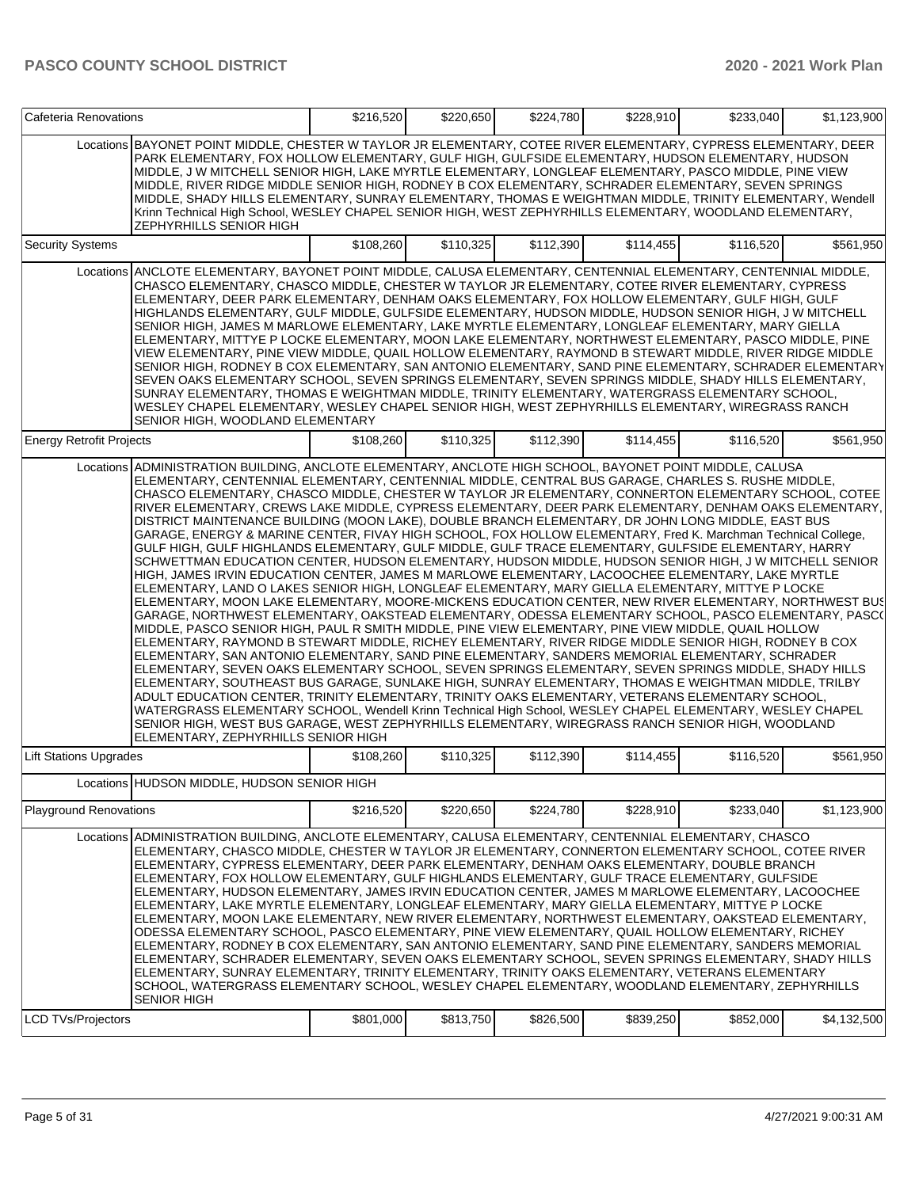| Cafeteria Renovations | | $216,520 | $220,650 | $224,780 | $228,910 | $233,040 | $1,123,900 |
|---|---|---|---|---|---|---|---|
| | Locations | BAYONET POINT MIDDLE, CHESTER W TAYLOR JR ELEMENTARY, COTEE RIVER ELEMENTARY, CYPRESS ELEMENTARY, DEER PARK ELEMENTARY, FOX HOLLOW ELEMENTARY, GULF HIGH, GULFSIDE ELEMENTARY, HUDSON ELEMENTARY, HUDSON MIDDLE, J W MITCHELL SENIOR HIGH, LAKE MYRTLE ELEMENTARY, LONGLEAF ELEMENTARY, PASCO MIDDLE, PINE VIEW MIDDLE, RIVER RIDGE MIDDLE SENIOR HIGH, RODNEY B COX ELEMENTARY, SCHRADER ELEMENTARY, SEVEN SPRINGS MIDDLE, SHADY HILLS ELEMENTARY, SUNRAY ELEMENTARY, THOMAS E WEIGHTMAN MIDDLE, TRINITY ELEMENTARY, Wendell Krinn Technical High School, WESLEY CHAPEL SENIOR HIGH, WEST ZEPHYRHILLS ELEMENTARY, WOODLAND ELEMENTARY, ZEPHYRHILLS SENIOR HIGH | | | | | |
| Security Systems | | $108,260 | $110,325 | $112,390 | $114,455 | $116,520 | $561,950 |
| | Locations | ANCLOTE ELEMENTARY, BAYONET POINT MIDDLE, CALUSA ELEMENTARY, CENTENNIAL ELEMENTARY, CENTENNIAL MIDDLE, CHASCO ELEMENTARY, CHASCO MIDDLE, CHESTER W TAYLOR JR ELEMENTARY, COTEE RIVER ELEMENTARY, CYPRESS ELEMENTARY, DEER PARK ELEMENTARY, DENHAM OAKS ELEMENTARY, FOX HOLLOW ELEMENTARY, GULF HIGH, GULF HIGHLANDS ELEMENTARY, GULF MIDDLE, GULFSIDE ELEMENTARY, HUDSON MIDDLE, HUDSON SENIOR HIGH, J W MITCHELL SENIOR HIGH, JAMES M MARLOWE ELEMENTARY, LAKE MYRTLE ELEMENTARY, LONGLEAF ELEMENTARY, MARY GIELLA ELEMENTARY, MITTYE P LOCKE ELEMENTARY, MOON LAKE ELEMENTARY, NORTHWEST ELEMENTARY, PASCO MIDDLE, PINE VIEW ELEMENTARY, PINE VIEW MIDDLE, QUAIL HOLLOW ELEMENTARY, RAYMOND B STEWART MIDDLE, RIVER RIDGE MIDDLE SENIOR HIGH, RODNEY B COX ELEMENTARY, SAN ANTONIO ELEMENTARY, SAND PINE ELEMENTARY, SCHRADER ELEMENTARY SEVEN OAKS ELEMENTARY SCHOOL, SEVEN SPRINGS ELEMENTARY, SEVEN SPRINGS MIDDLE, SHADY HILLS ELEMENTARY, SUNRAY ELEMENTARY, THOMAS E WEIGHTMAN MIDDLE, TRINITY ELEMENTARY, WATERGRASS ELEMENTARY SCHOOL, WESLEY CHAPEL ELEMENTARY, WESLEY CHAPEL SENIOR HIGH, WEST ZEPHYRHILLS ELEMENTARY, WIREGRASS RANCH SENIOR HIGH, WOODLAND ELEMENTARY | | | | | |
| Energy Retrofit Projects | | $108,260 | $110,325 | $112,390 | $114,455 | $116,520 | $561,950 |
| | Locations | ADMINISTRATION BUILDING, ANCLOTE ELEMENTARY, ANCLOTE HIGH SCHOOL, BAYONET POINT MIDDLE, CALUSA ELEMENTARY, CENTENNIAL ELEMENTARY, CENTENNIAL MIDDLE, CENTRAL BUS GARAGE, CHARLES S. RUSHE MIDDLE, CHASCO ELEMENTARY, CHASCO MIDDLE, CHESTER W TAYLOR JR ELEMENTARY, CONNERTON ELEMENTARY SCHOOL, COTEE RIVER ELEMENTARY, CREWS LAKE MIDDLE, CYPRESS ELEMENTARY, DEER PARK ELEMENTARY, DENHAM OAKS ELEMENTARY, DISTRICT MAINTENANCE BUILDING (MOON LAKE), DOUBLE BRANCH ELEMENTARY, DR JOHN LONG MIDDLE, EAST BUS GARAGE, ENERGY & MARINE CENTER, FIVAY HIGH SCHOOL, FOX HOLLOW ELEMENTARY, Fred K. Marchman Technical College, GULF HIGH, GULF HIGHLANDS ELEMENTARY, GULF MIDDLE, GULF TRACE ELEMENTARY, GULFSIDE ELEMENTARY, HARRY SCHWETTMAN EDUCATION CENTER, HUDSON ELEMENTARY, HUDSON MIDDLE, HUDSON SENIOR HIGH, J W MITCHELL SENIOR HIGH, JAMES IRVIN EDUCATION CENTER, JAMES M MARLOWE ELEMENTARY, LACOOCHEE ELEMENTARY, LAKE MYRTLE ELEMENTARY, LAND O LAKES SENIOR HIGH, LONGLEAF ELEMENTARY, MARY GIELLA ELEMENTARY, MITTYE P LOCKE ELEMENTARY, MOON LAKE ELEMENTARY, MOORE-MICKENS EDUCATION CENTER, NEW RIVER ELEMENTARY, NORTHWEST BUS GARAGE, NORTHWEST ELEMENTARY, OAKSTEAD ELEMENTARY, ODESSA ELEMENTARY SCHOOL, PASCO ELEMENTARY, PASCO MIDDLE, PASCO SENIOR HIGH, PAUL R SMITH MIDDLE, PINE VIEW ELEMENTARY, PINE VIEW MIDDLE, QUAIL HOLLOW ELEMENTARY, RAYMOND B STEWART MIDDLE, RICHEY ELEMENTARY, RIVER RIDGE MIDDLE SENIOR HIGH, RODNEY B COX ELEMENTARY, SAN ANTONIO ELEMENTARY, SAND PINE ELEMENTARY, SANDERS MEMORIAL ELEMENTARY, SCHRADER ELEMENTARY, SEVEN OAKS ELEMENTARY SCHOOL, SEVEN SPRINGS ELEMENTARY, SEVEN SPRINGS MIDDLE, SHADY HILLS ELEMENTARY, SOUTHEAST BUS GARAGE, SUNLAKE HIGH, SUNRAY ELEMENTARY, THOMAS E WEIGHTMAN MIDDLE, TRILBY ADULT EDUCATION CENTER, TRINITY ELEMENTARY, TRINITY OAKS ELEMENTARY, VETERANS ELEMENTARY SCHOOL, WATERGRASS ELEMENTARY SCHOOL, Wendell Krinn Technical High School, WESLEY CHAPEL ELEMENTARY, WESLEY CHAPEL SENIOR HIGH, WEST BUS GARAGE, WEST ZEPHYRHILLS ELEMENTARY, WIREGRASS RANCH SENIOR HIGH, WOODLAND ELEMENTARY, ZEPHYRHILLS SENIOR HIGH | | | | | |
| Lift Stations Upgrades | | $108,260 | $110,325 | $112,390 | $114,455 | $116,520 | $561,950 |
| | Locations | HUDSON MIDDLE, HUDSON SENIOR HIGH | | | | | |
| Playground Renovations | | $216,520 | $220,650 | $224,780 | $228,910 | $233,040 | $1,123,900 |
| | Locations | ADMINISTRATION BUILDING, ANCLOTE ELEMENTARY, CALUSA ELEMENTARY, CENTENNIAL ELEMENTARY, CHASCO ELEMENTARY, CHASCO MIDDLE, CHESTER W TAYLOR JR ELEMENTARY, CONNERTON ELEMENTARY SCHOOL, COTEE RIVER ELEMENTARY, CYPRESS ELEMENTARY, DEER PARK ELEMENTARY, DENHAM OAKS ELEMENTARY, DOUBLE BRANCH ELEMENTARY, FOX HOLLOW ELEMENTARY, GULF HIGHLANDS ELEMENTARY, GULF TRACE ELEMENTARY, GULFSIDE ELEMENTARY, HUDSON ELEMENTARY, JAMES IRVIN EDUCATION CENTER, JAMES M MARLOWE ELEMENTARY, LACOOCHEE ELEMENTARY, LAKE MYRTLE ELEMENTARY, LONGLEAF ELEMENTARY, MARY GIELLA ELEMENTARY, MITTYE P LOCKE ELEMENTARY, MOON LAKE ELEMENTARY, NEW RIVER ELEMENTARY, NORTHWEST ELEMENTARY, OAKSTEAD ELEMENTARY, ODESSA ELEMENTARY SCHOOL, PASCO ELEMENTARY, PINE VIEW ELEMENTARY, QUAIL HOLLOW ELEMENTARY, RICHEY ELEMENTARY, RODNEY B COX ELEMENTARY, SAN ANTONIO ELEMENTARY, SAND PINE ELEMENTARY, SANDERS MEMORIAL ELEMENTARY, SCHRADER ELEMENTARY, SEVEN OAKS ELEMENTARY SCHOOL, SEVEN SPRINGS ELEMENTARY, SHADY HILLS ELEMENTARY, SUNRAY ELEMENTARY, TRINITY ELEMENTARY, TRINITY OAKS ELEMENTARY, VETERANS ELEMENTARY SCHOOL, WATERGRASS ELEMENTARY SCHOOL, WESLEY CHAPEL ELEMENTARY, WOODLAND ELEMENTARY, ZEPHYRHILLS SENIOR HIGH | | | | | |
| LCD TVs/Projectors | | $801,000 | $813,750 | $826,500 | $839,250 | $852,000 | $4,132,500 |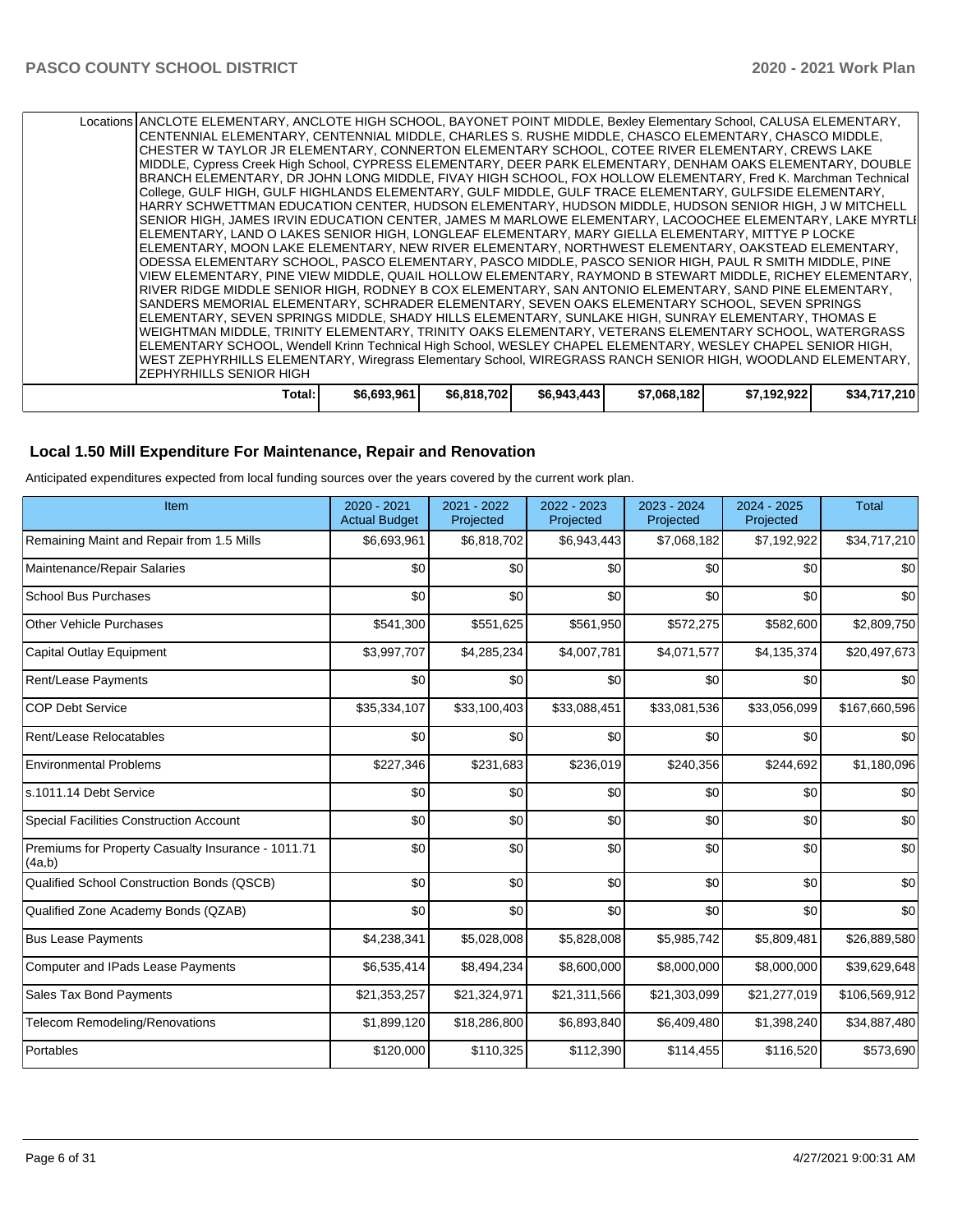| | Locations | ANCLOTE ELEMENTARY, ANCLOTE HIGH SCHOOL, BAYONET POINT MIDDLE, Bexley Elementary School, CALUSA ELEMENTARY, CENTENNIAL ELEMENTARY, CENTENNIAL MIDDLE, CHARLES S. RUSHE MIDDLE, CHASCO ELEMENTARY, CHASCO MIDDLE, CHESTER W TAYLOR JR ELEMENTARY, CONNERTON ELEMENTARY SCHOOL, COTEE RIVER ELEMENTARY, CREWS LAKE MIDDLE, Cypress Creek High School, CYPRESS ELEMENTARY, DEER PARK ELEMENTARY, DENHAM OAKS ELEMENTARY, DOUBLE BRANCH ELEMENTARY, DR JOHN LONG MIDDLE, FIVAY HIGH SCHOOL, FOX HOLLOW ELEMENTARY, Fred K. Marchman Technical College, GULF HIGH, GULF HIGHLANDS ELEMENTARY, GULF MIDDLE, GULF TRACE ELEMENTARY, GULFSIDE ELEMENTARY, HARRY SCHWETTMAN EDUCATION CENTER, HUDSON ELEMENTARY, HUDSON MIDDLE, HUDSON SENIOR HIGH, J W MITCHELL SENIOR HIGH, JAMES IRVIN EDUCATION CENTER, JAMES M MARLOWE ELEMENTARY, LACOOCHEE ELEMENTARY, LAKE MYRTLE ELEMENTARY, LAND O LAKES SENIOR HIGH, LONGLEAF ELEMENTARY, MARY GIELLA ELEMENTARY, MITTYE P LOCKE ELEMENTARY, MOON LAKE ELEMENTARY, NEW RIVER ELEMENTARY, NORTHWEST ELEMENTARY, OAKSTEAD ELEMENTARY, ODESSA ELEMENTARY SCHOOL, PASCO ELEMENTARY, PASCO MIDDLE, PASCO SENIOR HIGH, PAUL R SMITH MIDDLE, PINE VIEW ELEMENTARY, PINE VIEW MIDDLE, QUAIL HOLLOW ELEMENTARY, RAYMOND B STEWART MIDDLE, RICHEY ELEMENTARY, RIVER RIDGE MIDDLE SENIOR HIGH, RODNEY B COX ELEMENTARY, SAN ANTONIO ELEMENTARY, SAND PINE ELEMENTARY, SANDERS MEMORIAL ELEMENTARY, SCHRADER ELEMENTARY, SEVEN OAKS ELEMENTARY SCHOOL, SEVEN SPRINGS ELEMENTARY, SEVEN SPRINGS MIDDLE, SHADY HILLS ELEMENTARY, SUNLAKE HIGH, SUNRAY ELEMENTARY, THOMAS E WEIGHTMAN MIDDLE, TRINITY ELEMENTARY, TRINITY OAKS ELEMENTARY, VETERANS ELEMENTARY SCHOOL, WATERGRASS ELEMENTARY SCHOOL, Wendell Krinn Technical High School, WESLEY CHAPEL ELEMENTARY, WESLEY CHAPEL SENIOR HIGH, WEST ZEPHYRHILLS ELEMENTARY, Wiregrass Elementary School, WIREGRASS RANCH SENIOR HIGH, WOODLAND ELEMENTARY, ZEPHYRHILLS SENIOR HIGH | | | | | |
|---|---|---|---|---|---|---|---|
| | Total: | $6,693,961 | $6,818,702 | $6,943,443 | $7,068,182 | $7,192,922 | $34,717,210 |

## Local 1.50 Mill Expenditure For Maintenance, Repair and Renovation

Anticipated expenditures expected from local funding sources over the years covered by the current work plan.

| Item | 2020 - 2021 Actual Budget | 2021 - 2022 Projected | 2022 - 2023 Projected | 2023 - 2024 Projected | 2024 - 2025 Projected | Total |
|---|---|---|---|---|---|---|
| Remaining Maint and Repair from 1.5 Mills | $6,693,961 | $6,818,702 | $6,943,443 | $7,068,182 | $7,192,922 | $34,717,210 |
| Maintenance/Repair Salaries | $0 | $0 | $0 | $0 | $0 | $0 |
| School Bus Purchases | $0 | $0 | $0 | $0 | $0 | $0 |
| Other Vehicle Purchases | $541,300 | $551,625 | $561,950 | $572,275 | $582,600 | $2,809,750 |
| Capital Outlay Equipment | $3,997,707 | $4,285,234 | $4,007,781 | $4,071,577 | $4,135,374 | $20,497,673 |
| Rent/Lease Payments | $0 | $0 | $0 | $0 | $0 | $0 |
| COP Debt Service | $35,334,107 | $33,100,403 | $33,088,451 | $33,081,536 | $33,056,099 | $167,660,596 |
| Rent/Lease Relocatables | $0 | $0 | $0 | $0 | $0 | $0 |
| Environmental Problems | $227,346 | $231,683 | $236,019 | $240,356 | $244,692 | $1,180,096 |
| s.1011.14 Debt Service | $0 | $0 | $0 | $0 | $0 | $0 |
| Special Facilities Construction Account | $0 | $0 | $0 | $0 | $0 | $0 |
| Premiums for Property Casualty Insurance - 1011.71 (4a,b) | $0 | $0 | $0 | $0 | $0 | $0 |
| Qualified School Construction Bonds (QSCB) | $0 | $0 | $0 | $0 | $0 | $0 |
| Qualified Zone Academy Bonds (QZAB) | $0 | $0 | $0 | $0 | $0 | $0 |
| Bus Lease Payments | $4,238,341 | $5,028,008 | $5,828,008 | $5,985,742 | $5,809,481 | $26,889,580 |
| Computer and IPads Lease Payments | $6,535,414 | $8,494,234 | $8,600,000 | $8,000,000 | $8,000,000 | $39,629,648 |
| Sales Tax Bond Payments | $21,353,257 | $21,324,971 | $21,311,566 | $21,303,099 | $21,277,019 | $106,569,912 |
| Telecom Remodeling/Renovations | $1,899,120 | $18,286,800 | $6,893,840 | $6,409,480 | $1,398,240 | $34,887,480 |
| Portables | $120,000 | $110,325 | $112,390 | $114,455 | $116,520 | $573,690 |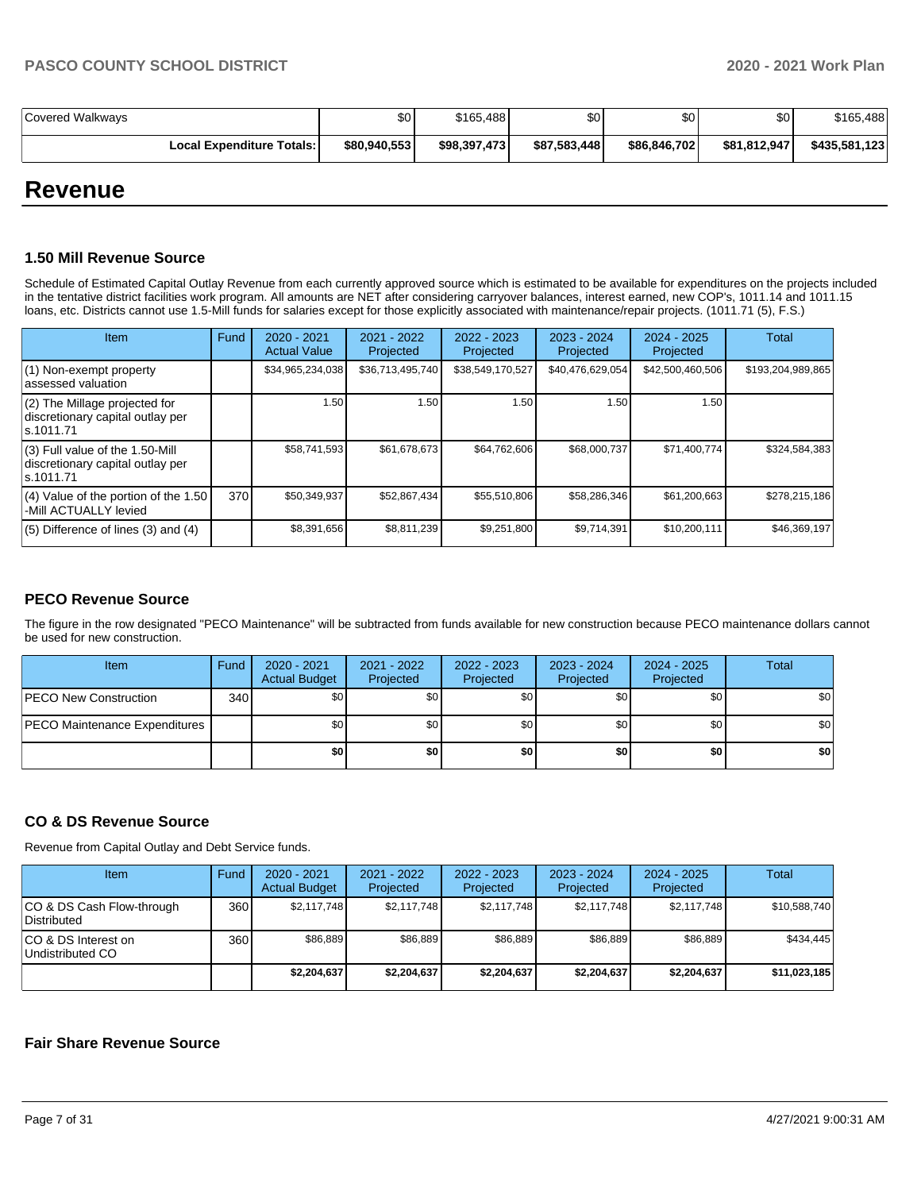| Covered Walkways | $0 | $165,488 | $0 | $0 | $0 | $165,488 |
|---|---|---|---|---|---|---|
| **Local Expenditure Totals:** | **$80,940,553** | **$98,397,473** | **$87,583,448** | **$86,846,702** | **$81,812,947** | **$435,581,123** |

# Revenue

### 1.50 Mill Revenue Source

Schedule of Estimated Capital Outlay Revenue from each currently approved source which is estimated to be available for expenditures on the projects included in the tentative district facilities work program. All amounts are NET after considering carryover balances, interest earned, new COP's, 1011.14 and 1011.15 loans, etc. Districts cannot use 1.5-Mill funds for salaries except for those explicitly associated with maintenance/repair projects. (1011.71 (5), F.S.)

| Item | Fund | 2020 - 2021 Actual Value | 2021 - 2022 Projected | 2022 - 2023 Projected | 2023 - 2024 Projected | 2024 - 2025 Projected | Total |
|---|---|---|---|---|---|---|---|
| (1) Non-exempt property assessed valuation | | $34,965,234,038 | $36,713,495,740 | $38,549,170,527 | $40,476,629,054 | $42,500,460,506 | $193,204,989,865 |
| (2) The Millage projected for discretionary capital outlay per s.1011.71 | | 1.50 | 1.50 | 1.50 | 1.50 | 1.50 | |
| (3) Full value of the 1.50-Mill discretionary capital outlay per s.1011.71 | | $58,741,593 | $61,678,673 | $64,762,606 | $68,000,737 | $71,400,774 | $324,584,383 |
| (4) Value of the portion of the 1.50 -Mill ACTUALLY levied | 370 | $50,349,937 | $52,867,434 | $55,510,806 | $58,286,346 | $61,200,663 | $278,215,186 |
| (5) Difference of lines (3) and (4) | | $8,391,656 | $8,811,239 | $9,251,800 | $9,714,391 | $10,200,111 | $46,369,197 |

### PECO Revenue Source

The figure in the row designated "PECO Maintenance" will be subtracted from funds available for new construction because PECO maintenance dollars cannot be used for new construction.

| Item | Fund | 2020 - 2021 Actual Budget | 2021 - 2022 Projected | 2022 - 2023 Projected | 2023 - 2024 Projected | 2024 - 2025 Projected | Total |
|---|---|---|---|---|---|---|---|
| PECO New Construction | 340 | $0 | $0 | $0 | $0 | $0 | $0 |
| PECO Maintenance Expenditures | | $0 | $0 | $0 | $0 | $0 | $0 |
| | | **$0** | **$0** | **$0** | **$0** | **$0** | **$0** |

### CO & DS Revenue Source

Revenue from Capital Outlay and Debt Service funds.

| Item | Fund | 2020 - 2021 Actual Budget | 2021 - 2022 Projected | 2022 - 2023 Projected | 2023 - 2024 Projected | 2024 - 2025 Projected | Total |
|---|---|---|---|---|---|---|---|
| CO & DS Cash Flow-through Distributed | 360 | $2,117,748 | $2,117,748 | $2,117,748 | $2,117,748 | $2,117,748 | $10,588,740 |
| CO & DS Interest on Undistributed CO | 360 | $86,889 | $86,889 | $86,889 | $86,889 | $86,889 | $434,445 |
| | | **$2,204,637** | **$2,204,637** | **$2,204,637** | **$2,204,637** | **$2,204,637** | **$11,023,185** |

### Fair Share Revenue Source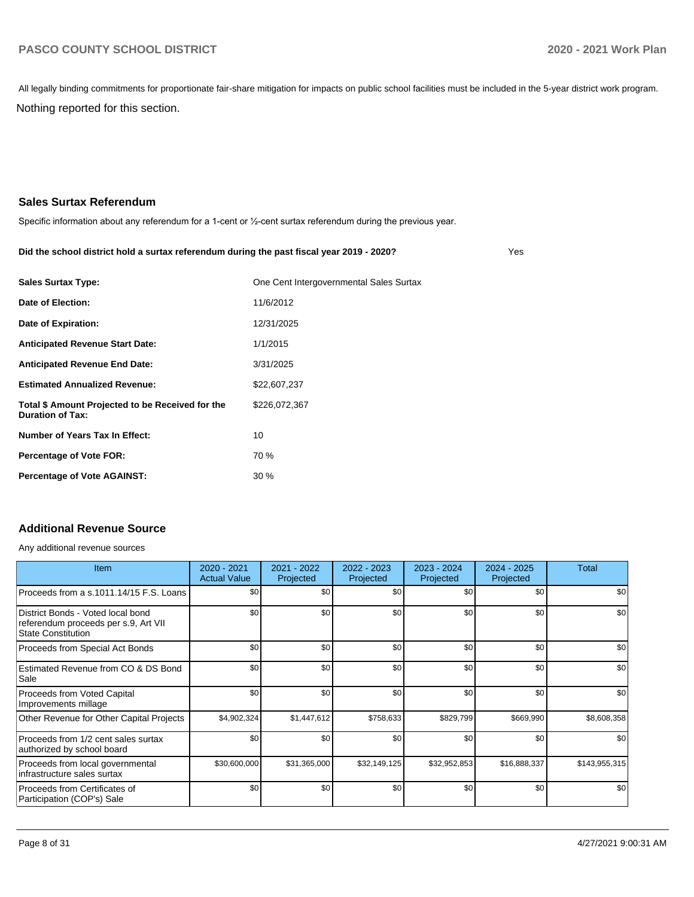All legally binding commitments for proportionate fair-share mitigation for impacts on public school facilities must be included in the 5-year district work program.

Nothing reported for this section.

## Sales Surtax Referendum

Specific information about any referendum for a 1-cent or ½-cent surtax referendum during the previous year.

**Did the school district hold a surtax referendum during the past fiscal year 2019 - 2020?** Yes

| | |
|---|---|
| **Sales Surtax Type:** | One Cent Intergovernmental Sales Surtax |
| **Date of Election:** | 11/6/2012 |
| **Date of Expiration:** | 12/31/2025 |
| **Anticipated Revenue Start Date:** | 1/1/2015 |
| **Anticipated Revenue End Date:** | 3/31/2025 |
| **Estimated Annualized Revenue:** | $22,607,237 |
| **Total $ Amount Projected to be Received for the Duration of Tax:** | $226,072,367 |
| **Number of Years Tax In Effect:** | 10 |
| **Percentage of Vote FOR:** | 70 % |
| **Percentage of Vote AGAINST:** | 30 % |

## Additional Revenue Source

Any additional revenue sources

| Item | 2020 - 2021 Actual Value | 2021 - 2022 Projected | 2022 - 2023 Projected | 2023 - 2024 Projected | 2024 - 2025 Projected | Total |
|---|---|---|---|---|---|---|
| Proceeds from a s.1011.14/15 F.S. Loans | $0 | $0 | $0 | $0 | $0 | $0 |
| District Bonds - Voted local bond referendum proceeds per s.9, Art VII State Constitution | $0 | $0 | $0 | $0 | $0 | $0 |
| Proceeds from Special Act Bonds | $0 | $0 | $0 | $0 | $0 | $0 |
| Estimated Revenue from CO & DS Bond Sale | $0 | $0 | $0 | $0 | $0 | $0 |
| Proceeds from Voted Capital Improvements millage | $0 | $0 | $0 | $0 | $0 | $0 |
| Other Revenue for Other Capital Projects | $4,902,324 | $1,447,612 | $758,633 | $829,799 | $669,990 | $8,608,358 |
| Proceeds from 1/2 cent sales surtax authorized by school board | $0 | $0 | $0 | $0 | $0 | $0 |
| Proceeds from local governmental infrastructure sales surtax | $30,600,000 | $31,365,000 | $32,149,125 | $32,952,853 | $16,888,337 | $143,955,315 |
| Proceeds from Certificates of Participation (COP's) Sale | $0 | $0 | $0 | $0 | $0 | $0 |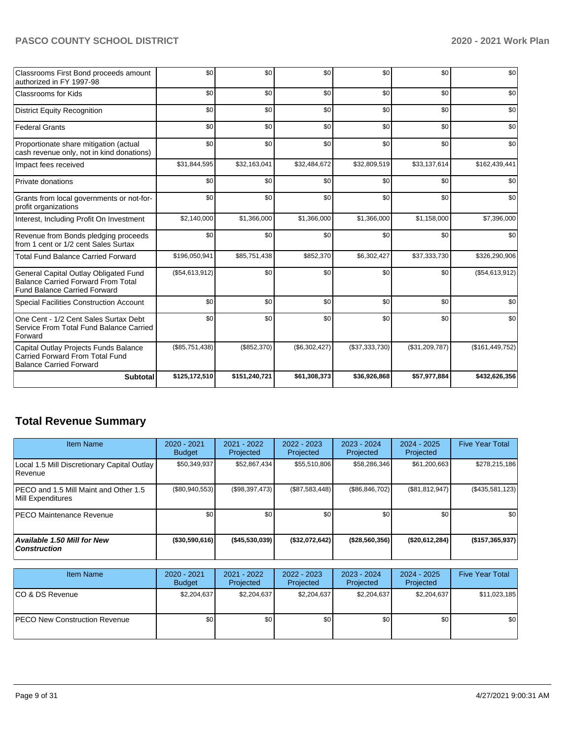| | | | | | | |
|---|---|---|---|---|---|---|
| Classrooms First Bond proceeds amount authorized in FY 1997-98 | $0 | $0 | $0 | $0 | $0 | $0 |
| Classrooms for Kids | $0 | $0 | $0 | $0 | $0 | $0 |
| District Equity Recognition | $0 | $0 | $0 | $0 | $0 | $0 |
| Federal Grants | $0 | $0 | $0 | $0 | $0 | $0 |
| Proportionate share mitigation (actual cash revenue only, not in kind donations) | $0 | $0 | $0 | $0 | $0 | $0 |
| Impact fees received | $31,844,595 | $32,163,041 | $32,484,672 | $32,809,519 | $33,137,614 | $162,439,441 |
| Private donations | $0 | $0 | $0 | $0 | $0 | $0 |
| Grants from local governments or not-for-profit organizations | $0 | $0 | $0 | $0 | $0 | $0 |
| Interest, Including Profit On Investment | $2,140,000 | $1,366,000 | $1,366,000 | $1,366,000 | $1,158,000 | $7,396,000 |
| Revenue from Bonds pledging proceeds from 1 cent or 1/2 cent Sales Surtax | $0 | $0 | $0 | $0 | $0 | $0 |
| Total Fund Balance Carried Forward | $196,050,941 | $85,751,438 | $852,370 | $6,302,427 | $37,333,730 | $326,290,906 |
| General Capital Outlay Obligated Fund Balance Carried Forward From Total Fund Balance Carried Forward | ($54,613,912) | $0 | $0 | $0 | $0 | ($54,613,912) |
| Special Facilities Construction Account | $0 | $0 | $0 | $0 | $0 | $0 |
| One Cent - 1/2 Cent Sales Surtax Debt Service From Total Fund Balance Carried Forward | $0 | $0 | $0 | $0 | $0 | $0 |
| Capital Outlay Projects Funds Balance Carried Forward From Total Fund Balance Carried Forward | ($85,751,438) | ($852,370) | ($6,302,427) | ($37,333,730) | ($31,209,787) | ($161,449,752) |
| **Subtotal** | **$125,172,510** | **$151,240,721** | **$61,308,373** | **$36,926,868** | **$57,977,884** | **$432,626,356** |

## Total Revenue Summary

| Item Name | 2020 - 2021 Budget | 2021 - 2022 Projected | 2022 - 2023 Projected | 2023 - 2024 Projected | 2024 - 2025 Projected | Five Year Total |
|---|---|---|---|---|---|---|
| Local 1.5 Mill Discretionary Capital Outlay Revenue | $50,349,937 | $52,867,434 | $55,510,806 | $58,286,346 | $61,200,663 | $278,215,186 |
| PECO and 1.5 Mill Maint and Other 1.5 Mill Expenditures | ($80,940,553) | ($98,397,473) | ($87,583,448) | ($86,846,702) | ($81,812,947) | ($435,581,123) |
| PECO Maintenance Revenue | $0 | $0 | $0 | $0 | $0 | $0 |
| ***Available 1.50 Mill for New Construction*** | **($30,590,616)** | **($45,530,039)** | **($32,072,642)** | **($28,560,356)** | **($20,612,284)** | **($157,365,937)** |

| Item Name | 2020 - 2021 Budget | 2021 - 2022 Projected | 2022 - 2023 Projected | 2023 - 2024 Projected | 2024 - 2025 Projected | Five Year Total |
|---|---|---|---|---|---|---|
| CO & DS Revenue | $2,204,637 | $2,204,637 | $2,204,637 | $2,204,637 | $2,204,637 | $11,023,185 |
| PECO New Construction Revenue | $0 | $0 | $0 | $0 | $0 | $0 |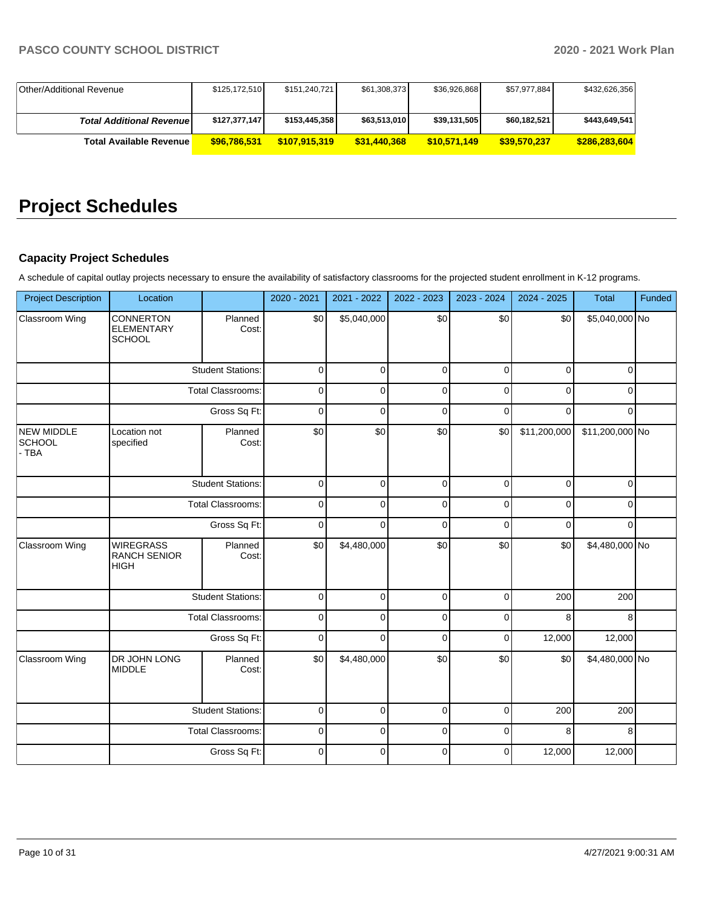| | | | | | | |
|---|---|---|---|---|---|---|
| Other/Additional Revenue | $125,172,510 | $151,240,721 | $61,308,373 | $36,926,868 | $57,977,884 | $432,626,356 |
| ***Total Additional Revenue*** | **$127,377,147** | **$153,445,358** | **$63,513,010** | **$39,131,505** | **$60,182,521** | **$443,649,541** |
| **Total Available Revenue** | **$96,786,531** | **$107,915,319** | **$31,440,368** | **$10,571,149** | **$39,570,237** | **$286,283,604** |

# Project Schedules

### Capacity Project Schedules

A schedule of capital outlay projects necessary to ensure the availability of satisfactory classrooms for the projected student enrollment in K-12 programs.

| Project Description | Location | | 2020 - 2021 | 2021 - 2022 | 2022 - 2023 | 2023 - 2024 | 2024 - 2025 | Total | Funded |
|---|---|---|---|---|---|---|---|---|---|
| Classroom Wing | CONNERTON ELEMENTARY SCHOOL | Planned Cost: | $0 | $5,040,000 | $0 | $0 | $0 | $5,040,000 | No |
| | | Student Stations: | 0 | 0 | 0 | 0 | 0 | 0 | |
| | | Total Classrooms: | 0 | 0 | 0 | 0 | 0 | 0 | |
| | | Gross Sq Ft: | 0 | 0 | 0 | 0 | 0 | 0 | |
| NEW MIDDLE SCHOOL - TBA | Location not specified | Planned Cost: | $0 | $0 | $0 | $0 | $11,200,000 | $11,200,000 | No |
| | | Student Stations: | 0 | 0 | 0 | 0 | 0 | 0 | |
| | | Total Classrooms: | 0 | 0 | 0 | 0 | 0 | 0 | |
| | | Gross Sq Ft: | 0 | 0 | 0 | 0 | 0 | 0 | |
| Classroom Wing | WIREGRASS RANCH SENIOR HIGH | Planned Cost: | $0 | $4,480,000 | $0 | $0 | $0 | $4,480,000 | No |
| | | Student Stations: | 0 | 0 | 0 | 0 | 200 | 200 | |
| | | Total Classrooms: | 0 | 0 | 0 | 0 | 8 | 8 | |
| | | Gross Sq Ft: | 0 | 0 | 0 | 0 | 12,000 | 12,000 | |
| Classroom Wing | DR JOHN LONG MIDDLE | Planned Cost: | $0 | $4,480,000 | $0 | $0 | $0 | $4,480,000 | No |
| | | Student Stations: | 0 | 0 | 0 | 0 | 200 | 200 | |
| | | Total Classrooms: | 0 | 0 | 0 | 0 | 8 | 8 | |
| | | Gross Sq Ft: | 0 | 0 | 0 | 0 | 12,000 | 12,000 | |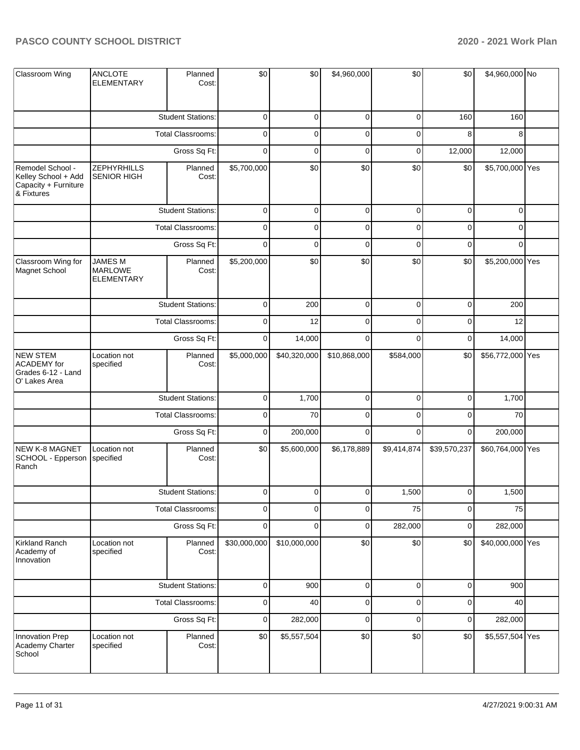| Classroom Wing | ANCLOTE ELEMENTARY | Planned Cost: | $0 | $0 | $4,960,000 | $0 | $0 | $4,960,000 | No |
|---|---|---|---|---|---|---|---|---|---|
| | | Student Stations: | 0 | 0 | 0 | 0 | 160 | 160 | |
| | | Total Classrooms: | 0 | 0 | 0 | 0 | 8 | 8 | |
| | | Gross Sq Ft: | 0 | 0 | 0 | 0 | 12,000 | 12,000 | |
| Remodel School - Kelley School + Add Capacity + Furniture & Fixtures | ZEPHYRHILLS SENIOR HIGH | Planned Cost: | $5,700,000 | $0 | $0 | $0 | $0 | $5,700,000 | Yes |
| | | Student Stations: | 0 | 0 | 0 | 0 | 0 | 0 | |
| | | Total Classrooms: | 0 | 0 | 0 | 0 | 0 | 0 | |
| | | Gross Sq Ft: | 0 | 0 | 0 | 0 | 0 | 0 | |
| Classroom Wing for Magnet School | JAMES M MARLOWE ELEMENTARY | Planned Cost: | $5,200,000 | $0 | $0 | $0 | $0 | $5,200,000 | Yes |
| | | Student Stations: | 0 | 200 | 0 | 0 | 0 | 200 | |
| | | Total Classrooms: | 0 | 12 | 0 | 0 | 0 | 12 | |
| | | Gross Sq Ft: | 0 | 14,000 | 0 | 0 | 0 | 14,000 | |
| NEW STEM ACADEMY for Grades 6-12 - Land O' Lakes Area | Location not specified | Planned Cost: | $5,000,000 | $40,320,000 | $10,868,000 | $584,000 | $0 | $56,772,000 | Yes |
| | | Student Stations: | 0 | 1,700 | 0 | 0 | 0 | 1,700 | |
| | | Total Classrooms: | 0 | 70 | 0 | 0 | 0 | 70 | |
| | | Gross Sq Ft: | 0 | 200,000 | 0 | 0 | 0 | 200,000 | |
| NEW K-8 MAGNET SCHOOL - Epperson Ranch | Location not specified | Planned Cost: | $0 | $5,600,000 | $6,178,889 | $9,414,874 | $39,570,237 | $60,764,000 | Yes |
| | | Student Stations: | 0 | 0 | 0 | 1,500 | 0 | 1,500 | |
| | | Total Classrooms: | 0 | 0 | 0 | 75 | 0 | 75 | |
| | | Gross Sq Ft: | 0 | 0 | 0 | 282,000 | 0 | 282,000 | |
| Kirkland Ranch Academy of Innovation | Location not specified | Planned Cost: | $30,000,000 | $10,000,000 | $0 | $0 | $0 | $40,000,000 | Yes |
| | | Student Stations: | 0 | 900 | 0 | 0 | 0 | 900 | |
| | | Total Classrooms: | 0 | 40 | 0 | 0 | 0 | 40 | |
| | | Gross Sq Ft: | 0 | 282,000 | 0 | 0 | 0 | 282,000 | |
| Innovation Prep Academy Charter School | Location not specified | Planned Cost: | $0 | $5,557,504 | $0 | $0 | $0 | $5,557,504 | Yes |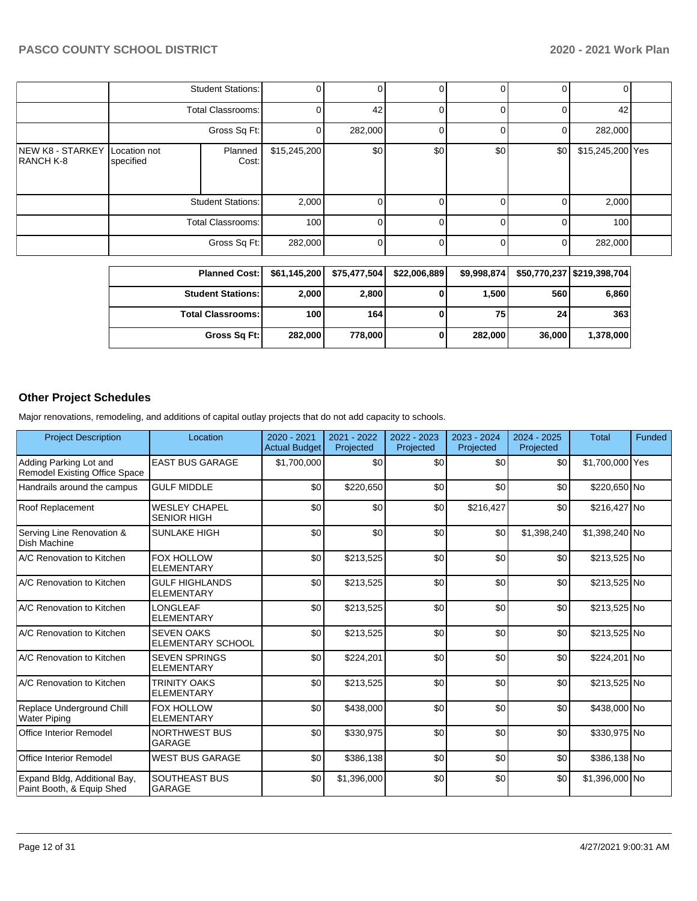| | | | | | | | | | |
|---|---|---|---|---|---|---|---|---|---|
| | | Student Stations: | 0 | 0 | 0 | 0 | 0 | 0 | |
| | | Total Classrooms: | 0 | 42 | 0 | 0 | 0 | 42 | |
| | | Gross Sq Ft: | 0 | 282,000 | 0 | 0 | 0 | 282,000 | |
| NEW K8 - STARKEY RANCH K-8 | Location not specified | Planned Cost: | $15,245,200 | $0 | $0 | $0 | $0 | $15,245,200 | Yes |
| | | Student Stations: | 2,000 | 0 | 0 | 0 | 0 | 2,000 | |
| | | Total Classrooms: | 100 | 0 | 0 | 0 | 0 | 100 | |
| | | Gross Sq Ft: | 282,000 | 0 | 0 | 0 | 0 | 282,000 | |

| | | | | | | |
|---|---|---|---|---|---|---|
| **Planned Cost:** | **$61,145,200** | **$75,477,504** | **$22,006,889** | **$9,998,874** | **$50,770,237** | **$219,398,704** |
| **Student Stations:** | **2,000** | **2,800** | **0** | **1,500** | **560** | **6,860** |
| **Total Classrooms:** | **100** | **164** | **0** | **75** | **24** | **363** |
| **Gross Sq Ft:** | **282,000** | **778,000** | **0** | **282,000** | **36,000** | **1,378,000** |

## Other Project Schedules

Major renovations, remodeling, and additions of capital outlay projects that do not add capacity to schools.

| Project Description | Location | 2020 - 2021 Actual Budget | 2021 - 2022 Projected | 2022 - 2023 Projected | 2023 - 2024 Projected | 2024 - 2025 Projected | Total | Funded |
|---|---|---|---|---|---|---|---|---|
| Adding Parking Lot and Remodel Existing Office Space | EAST BUS GARAGE | $1,700,000 | $0 | $0 | $0 | $0 | $1,700,000 | Yes |
| Handrails around the campus | GULF MIDDLE | $0 | $220,650 | $0 | $0 | $0 | $220,650 | No |
| Roof Replacement | WESLEY CHAPEL SENIOR HIGH | $0 | $0 | $0 | $216,427 | $0 | $216,427 | No |
| Serving Line Renovation & Dish Machine | SUNLAKE HIGH | $0 | $0 | $0 | $0 | $1,398,240 | $1,398,240 | No |
| A/C Renovation to Kitchen | FOX HOLLOW ELEMENTARY | $0 | $213,525 | $0 | $0 | $0 | $213,525 | No |
| A/C Renovation to Kitchen | GULF HIGHLANDS ELEMENTARY | $0 | $213,525 | $0 | $0 | $0 | $213,525 | No |
| A/C Renovation to Kitchen | LONGLEAF ELEMENTARY | $0 | $213,525 | $0 | $0 | $0 | $213,525 | No |
| A/C Renovation to Kitchen | SEVEN OAKS ELEMENTARY SCHOOL | $0 | $213,525 | $0 | $0 | $0 | $213,525 | No |
| A/C Renovation to Kitchen | SEVEN SPRINGS ELEMENTARY | $0 | $224,201 | $0 | $0 | $0 | $224,201 | No |
| A/C Renovation to Kitchen | TRINITY OAKS ELEMENTARY | $0 | $213,525 | $0 | $0 | $0 | $213,525 | No |
| Replace Underground Chill Water Piping | FOX HOLLOW ELEMENTARY | $0 | $438,000 | $0 | $0 | $0 | $438,000 | No |
| Office Interior Remodel | NORTHWEST BUS GARAGE | $0 | $330,975 | $0 | $0 | $0 | $330,975 | No |
| Office Interior Remodel | WEST BUS GARAGE | $0 | $386,138 | $0 | $0 | $0 | $386,138 | No |
| Expand Bldg, Additional Bay, Paint Booth, & Equip Shed | SOUTHEAST BUS GARAGE | $0 | $1,396,000 | $0 | $0 | $0 | $1,396,000 | No |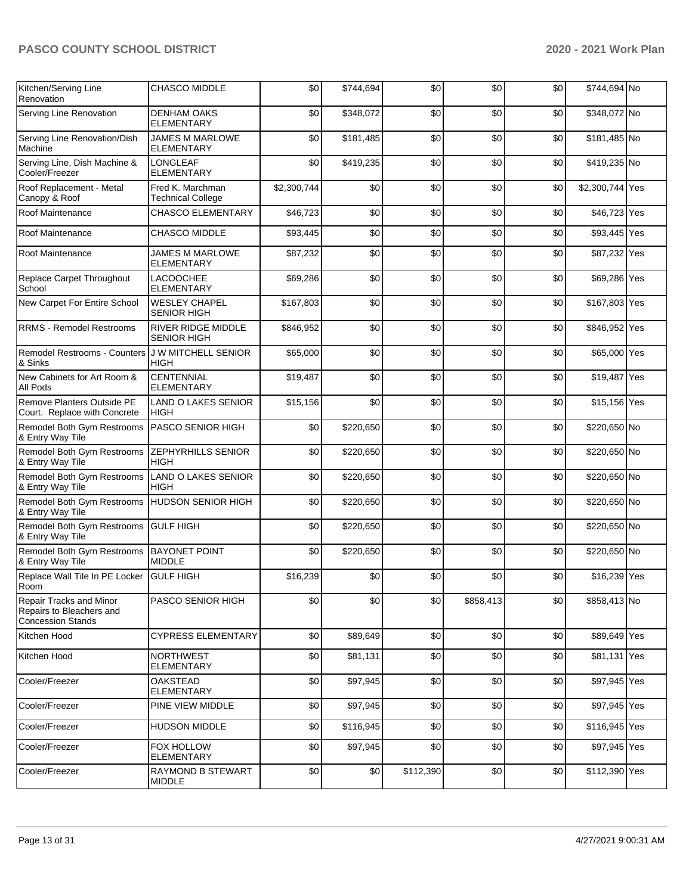| Kitchen/Serving Line Renovation | CHASCO MIDDLE | $0 | $744,694 | $0 | $0 | $0 | $744,694 | No |
|---|---|---|---|---|---|---|---|---|
| Serving Line Renovation | DENHAM OAKS ELEMENTARY | $0 | $348,072 | $0 | $0 | $0 | $348,072 | No |
| Serving Line Renovation/Dish Machine | JAMES M MARLOWE ELEMENTARY | $0 | $181,485 | $0 | $0 | $0 | $181,485 | No |
| Serving Line, Dish Machine & Cooler/Freezer | LONGLEAF ELEMENTARY | $0 | $419,235 | $0 | $0 | $0 | $419,235 | No |
| Roof Replacement - Metal Canopy & Roof | Fred K. Marchman Technical College | $2,300,744 | $0 | $0 | $0 | $0 | $2,300,744 | Yes |
| Roof Maintenance | CHASCO ELEMENTARY | $46,723 | $0 | $0 | $0 | $0 | $46,723 | Yes |
| Roof Maintenance | CHASCO MIDDLE | $93,445 | $0 | $0 | $0 | $0 | $93,445 | Yes |
| Roof Maintenance | JAMES M MARLOWE ELEMENTARY | $87,232 | $0 | $0 | $0 | $0 | $87,232 | Yes |
| Replace Carpet Throughout School | LACOOCHEE ELEMENTARY | $69,286 | $0 | $0 | $0 | $0 | $69,286 | Yes |
| New Carpet For Entire School | WESLEY CHAPEL SENIOR HIGH | $167,803 | $0 | $0 | $0 | $0 | $167,803 | Yes |
| RRMS - Remodel Restrooms | RIVER RIDGE MIDDLE SENIOR HIGH | $846,952 | $0 | $0 | $0 | $0 | $846,952 | Yes |
| Remodel Restrooms - Counters & Sinks | J W MITCHELL SENIOR HIGH | $65,000 | $0 | $0 | $0 | $0 | $65,000 | Yes |
| New Cabinets for Art Room & All Pods | CENTENNIAL ELEMENTARY | $19,487 | $0 | $0 | $0 | $0 | $19,487 | Yes |
| Remove Planters Outside PE Court. Replace with Concrete | LAND O LAKES SENIOR HIGH | $15,156 | $0 | $0 | $0 | $0 | $15,156 | Yes |
| Remodel Both Gym Restrooms & Entry Way Tile | PASCO SENIOR HIGH | $0 | $220,650 | $0 | $0 | $0 | $220,650 | No |
| Remodel Both Gym Restrooms & Entry Way Tile | ZEPHYRHILLS SENIOR HIGH | $0 | $220,650 | $0 | $0 | $0 | $220,650 | No |
| Remodel Both Gym Restrooms & Entry Way Tile | LAND O LAKES SENIOR HIGH | $0 | $220,650 | $0 | $0 | $0 | $220,650 | No |
| Remodel Both Gym Restrooms & Entry Way Tile | HUDSON SENIOR HIGH | $0 | $220,650 | $0 | $0 | $0 | $220,650 | No |
| Remodel Both Gym Restrooms & Entry Way Tile | GULF HIGH | $0 | $220,650 | $0 | $0 | $0 | $220,650 | No |
| Remodel Both Gym Restrooms & Entry Way Tile | BAYONET POINT MIDDLE | $0 | $220,650 | $0 | $0 | $0 | $220,650 | No |
| Replace Wall Tile In PE Locker Room | GULF HIGH | $16,239 | $0 | $0 | $0 | $0 | $16,239 | Yes |
| Repair Tracks and Minor Repairs to Bleachers and Concession Stands | PASCO SENIOR HIGH | $0 | $0 | $0 | $858,413 | $0 | $858,413 | No |
| Kitchen Hood | CYPRESS ELEMENTARY | $0 | $89,649 | $0 | $0 | $0 | $89,649 | Yes |
| Kitchen Hood | NORTHWEST ELEMENTARY | $0 | $81,131 | $0 | $0 | $0 | $81,131 | Yes |
| Cooler/Freezer | OAKSTEAD ELEMENTARY | $0 | $97,945 | $0 | $0 | $0 | $97,945 | Yes |
| Cooler/Freezer | PINE VIEW MIDDLE | $0 | $97,945 | $0 | $0 | $0 | $97,945 | Yes |
| Cooler/Freezer | HUDSON MIDDLE | $0 | $116,945 | $0 | $0 | $0 | $116,945 | Yes |
| Cooler/Freezer | FOX HOLLOW ELEMENTARY | $0 | $97,945 | $0 | $0 | $0 | $97,945 | Yes |
| Cooler/Freezer | RAYMOND B STEWART MIDDLE | $0 | $0 | $112,390 | $0 | $0 | $112,390 | Yes |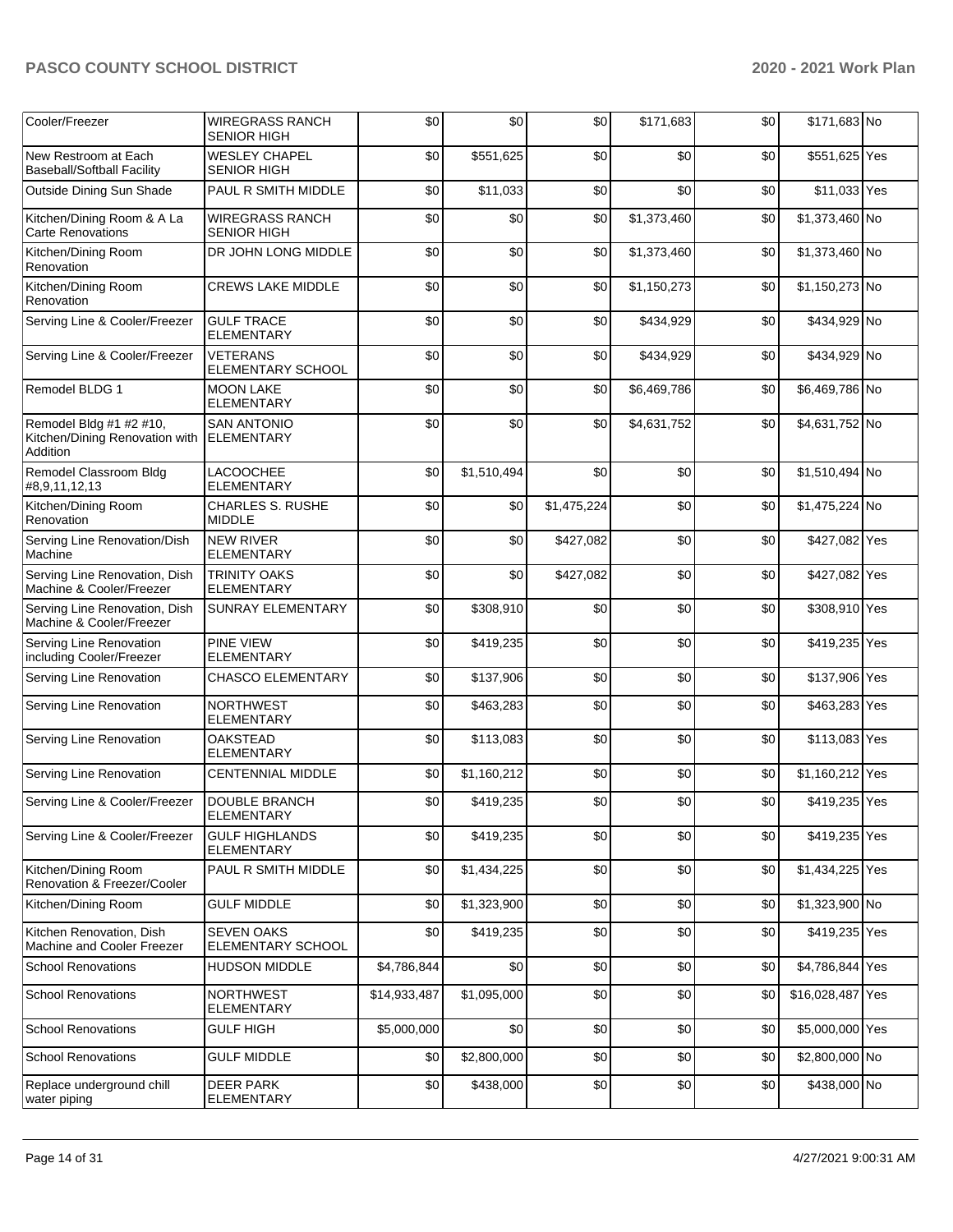| Cooler/Freezer | WIREGRASS RANCH SENIOR HIGH | $0 | $0 | $0 | $171,683 | $0 | $171,683 | No |
|---|---|---|---|---|---|---|---|---|
| New Restroom at Each Baseball/Softball Facility | WESLEY CHAPEL SENIOR HIGH | $0 | $551,625 | $0 | $0 | $0 | $551,625 | Yes |
| Outside Dining Sun Shade | PAUL R SMITH MIDDLE | $0 | $11,033 | $0 | $0 | $0 | $11,033 | Yes |
| Kitchen/Dining Room & A La Carte Renovations | WIREGRASS RANCH SENIOR HIGH | $0 | $0 | $0 | $1,373,460 | $0 | $1,373,460 | No |
| Kitchen/Dining Room Renovation | DR JOHN LONG MIDDLE | $0 | $0 | $0 | $1,373,460 | $0 | $1,373,460 | No |
| Kitchen/Dining Room Renovation | CREWS LAKE MIDDLE | $0 | $0 | $0 | $1,150,273 | $0 | $1,150,273 | No |
| Serving Line & Cooler/Freezer | GULF TRACE ELEMENTARY | $0 | $0 | $0 | $434,929 | $0 | $434,929 | No |
| Serving Line & Cooler/Freezer | VETERANS ELEMENTARY SCHOOL | $0 | $0 | $0 | $434,929 | $0 | $434,929 | No |
| Remodel BLDG 1 | MOON LAKE ELEMENTARY | $0 | $0 | $0 | $6,469,786 | $0 | $6,469,786 | No |
| Remodel Bldg #1 #2 #10, Kitchen/Dining Renovation with Addition | SAN ANTONIO ELEMENTARY | $0 | $0 | $0 | $4,631,752 | $0 | $4,631,752 | No |
| Remodel Classroom Bldg #8,9,11,12,13 | LACOOCHEE ELEMENTARY | $0 | $1,510,494 | $0 | $0 | $0 | $1,510,494 | No |
| Kitchen/Dining Room Renovation | CHARLES S. RUSHE MIDDLE | $0 | $0 | $1,475,224 | $0 | $0 | $1,475,224 | No |
| Serving Line Renovation/Dish Machine | NEW RIVER ELEMENTARY | $0 | $0 | $427,082 | $0 | $0 | $427,082 | Yes |
| Serving Line Renovation, Dish Machine & Cooler/Freezer | TRINITY OAKS ELEMENTARY | $0 | $0 | $427,082 | $0 | $0 | $427,082 | Yes |
| Serving Line Renovation, Dish Machine & Cooler/Freezer | SUNRAY ELEMENTARY | $0 | $308,910 | $0 | $0 | $0 | $308,910 | Yes |
| Serving Line Renovation including Cooler/Freezer | PINE VIEW ELEMENTARY | $0 | $419,235 | $0 | $0 | $0 | $419,235 | Yes |
| Serving Line Renovation | CHASCO ELEMENTARY | $0 | $137,906 | $0 | $0 | $0 | $137,906 | Yes |
| Serving Line Renovation | NORTHWEST ELEMENTARY | $0 | $463,283 | $0 | $0 | $0 | $463,283 | Yes |
| Serving Line Renovation | OAKSTEAD ELEMENTARY | $0 | $113,083 | $0 | $0 | $0 | $113,083 | Yes |
| Serving Line Renovation | CENTENNIAL MIDDLE | $0 | $1,160,212 | $0 | $0 | $0 | $1,160,212 | Yes |
| Serving Line & Cooler/Freezer | DOUBLE BRANCH ELEMENTARY | $0 | $419,235 | $0 | $0 | $0 | $419,235 | Yes |
| Serving Line & Cooler/Freezer | GULF HIGHLANDS ELEMENTARY | $0 | $419,235 | $0 | $0 | $0 | $419,235 | Yes |
| Kitchen/Dining Room Renovation & Freezer/Cooler | PAUL R SMITH MIDDLE | $0 | $1,434,225 | $0 | $0 | $0 | $1,434,225 | Yes |
| Kitchen/Dining Room | GULF MIDDLE | $0 | $1,323,900 | $0 | $0 | $0 | $1,323,900 | No |
| Kitchen Renovation, Dish Machine and Cooler Freezer | SEVEN OAKS ELEMENTARY SCHOOL | $0 | $419,235 | $0 | $0 | $0 | $419,235 | Yes |
| School Renovations | HUDSON MIDDLE | $4,786,844 | $0 | $0 | $0 | $0 | $4,786,844 | Yes |
| School Renovations | NORTHWEST ELEMENTARY | $14,933,487 | $1,095,000 | $0 | $0 | $0 | $16,028,487 | Yes |
| School Renovations | GULF HIGH | $5,000,000 | $0 | $0 | $0 | $0 | $5,000,000 | Yes |
| School Renovations | GULF MIDDLE | $0 | $2,800,000 | $0 | $0 | $0 | $2,800,000 | No |
| Replace underground chill water piping | DEER PARK ELEMENTARY | $0 | $438,000 | $0 | $0 | $0 | $438,000 | No |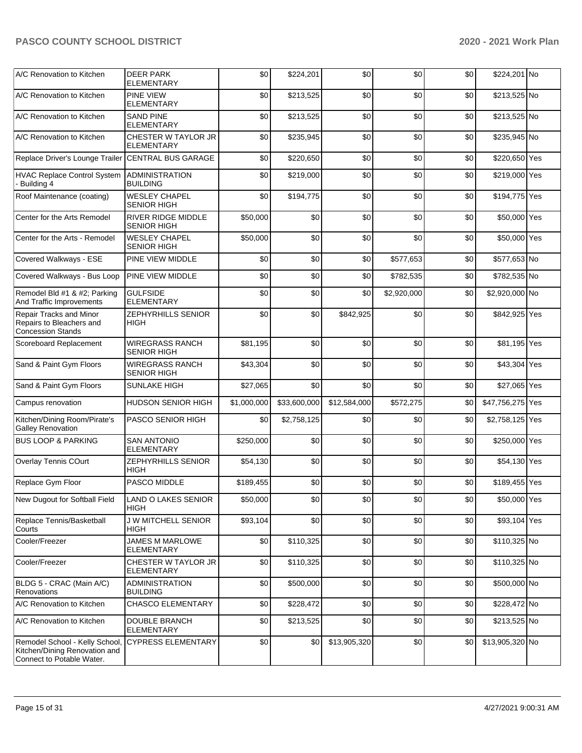| A/C Renovation to Kitchen | DEER PARK ELEMENTARY | $0 | $224,201 | $0 | $0 | $0 | $224,201 | No |
|---|---|---|---|---|---|---|---|---|
| A/C Renovation to Kitchen | PINE VIEW ELEMENTARY | $0 | $213,525 | $0 | $0 | $0 | $213,525 | No |
| A/C Renovation to Kitchen | SAND PINE ELEMENTARY | $0 | $213,525 | $0 | $0 | $0 | $213,525 | No |
| A/C Renovation to Kitchen | CHESTER W TAYLOR JR ELEMENTARY | $0 | $235,945 | $0 | $0 | $0 | $235,945 | No |
| Replace Driver's Lounge Trailer | CENTRAL BUS GARAGE | $0 | $220,650 | $0 | $0 | $0 | $220,650 | Yes |
| HVAC Replace Control System - Building 4 | ADMINISTRATION BUILDING | $0 | $219,000 | $0 | $0 | $0 | $219,000 | Yes |
| Roof Maintenance (coating) | WESLEY CHAPEL SENIOR HIGH | $0 | $194,775 | $0 | $0 | $0 | $194,775 | Yes |
| Center for the Arts Remodel | RIVER RIDGE MIDDLE SENIOR HIGH | $50,000 | $0 | $0 | $0 | $0 | $50,000 | Yes |
| Center for the Arts - Remodel | WESLEY CHAPEL SENIOR HIGH | $50,000 | $0 | $0 | $0 | $0 | $50,000 | Yes |
| Covered Walkways - ESE | PINE VIEW MIDDLE | $0 | $0 | $0 | $577,653 | $0 | $577,653 | No |
| Covered Walkways - Bus Loop | PINE VIEW MIDDLE | $0 | $0 | $0 | $782,535 | $0 | $782,535 | No |
| Remodel Bld #1 & #2; Parking And Traffic Improvements | GULFSIDE ELEMENTARY | $0 | $0 | $0 | $2,920,000 | $0 | $2,920,000 | No |
| Repair Tracks and Minor Repairs to Bleachers and Concession Stands | ZEPHYRHILLS SENIOR HIGH | $0 | $0 | $842,925 | $0 | $0 | $842,925 | Yes |
| Scoreboard Replacement | WIREGRASS RANCH SENIOR HIGH | $81,195 | $0 | $0 | $0 | $0 | $81,195 | Yes |
| Sand & Paint Gym Floors | WIREGRASS RANCH SENIOR HIGH | $43,304 | $0 | $0 | $0 | $0 | $43,304 | Yes |
| Sand & Paint Gym Floors | SUNLAKE HIGH | $27,065 | $0 | $0 | $0 | $0 | $27,065 | Yes |
| Campus renovation | HUDSON SENIOR HIGH | $1,000,000 | $33,600,000 | $12,584,000 | $572,275 | $0 | $47,756,275 | Yes |
| Kitchen/Dining Room/Pirate's Galley Renovation | PASCO SENIOR HIGH | $0 | $2,758,125 | $0 | $0 | $0 | $2,758,125 | Yes |
| BUS LOOP & PARKING | SAN ANTONIO ELEMENTARY | $250,000 | $0 | $0 | $0 | $0 | $250,000 | Yes |
| Overlay Tennis COurt | ZEPHYRHILLS SENIOR HIGH | $54,130 | $0 | $0 | $0 | $0 | $54,130 | Yes |
| Replace Gym Floor | PASCO MIDDLE | $189,455 | $0 | $0 | $0 | $0 | $189,455 | Yes |
| New Dugout for Softball Field | LAND O LAKES SENIOR HIGH | $50,000 | $0 | $0 | $0 | $0 | $50,000 | Yes |
| Replace Tennis/Basketball Courts | J W MITCHELL SENIOR HIGH | $93,104 | $0 | $0 | $0 | $0 | $93,104 | Yes |
| Cooler/Freezer | JAMES M MARLOWE ELEMENTARY | $0 | $110,325 | $0 | $0 | $0 | $110,325 | No |
| Cooler/Freezer | CHESTER W TAYLOR JR ELEMENTARY | $0 | $110,325 | $0 | $0 | $0 | $110,325 | No |
| BLDG 5 - CRAC (Main A/C) Renovations | ADMINISTRATION BUILDING | $0 | $500,000 | $0 | $0 | $0 | $500,000 | No |
| A/C Renovation to Kitchen | CHASCO ELEMENTARY | $0 | $228,472 | $0 | $0 | $0 | $228,472 | No |
| A/C Renovation to Kitchen | DOUBLE BRANCH ELEMENTARY | $0 | $213,525 | $0 | $0 | $0 | $213,525 | No |
| Remodel School - Kelly School, Kitchen/Dining Renovation and Connect to Potable Water. | CYPRESS ELEMENTARY | $0 | $0 | $13,905,320 | $0 | $0 | $13,905,320 | No |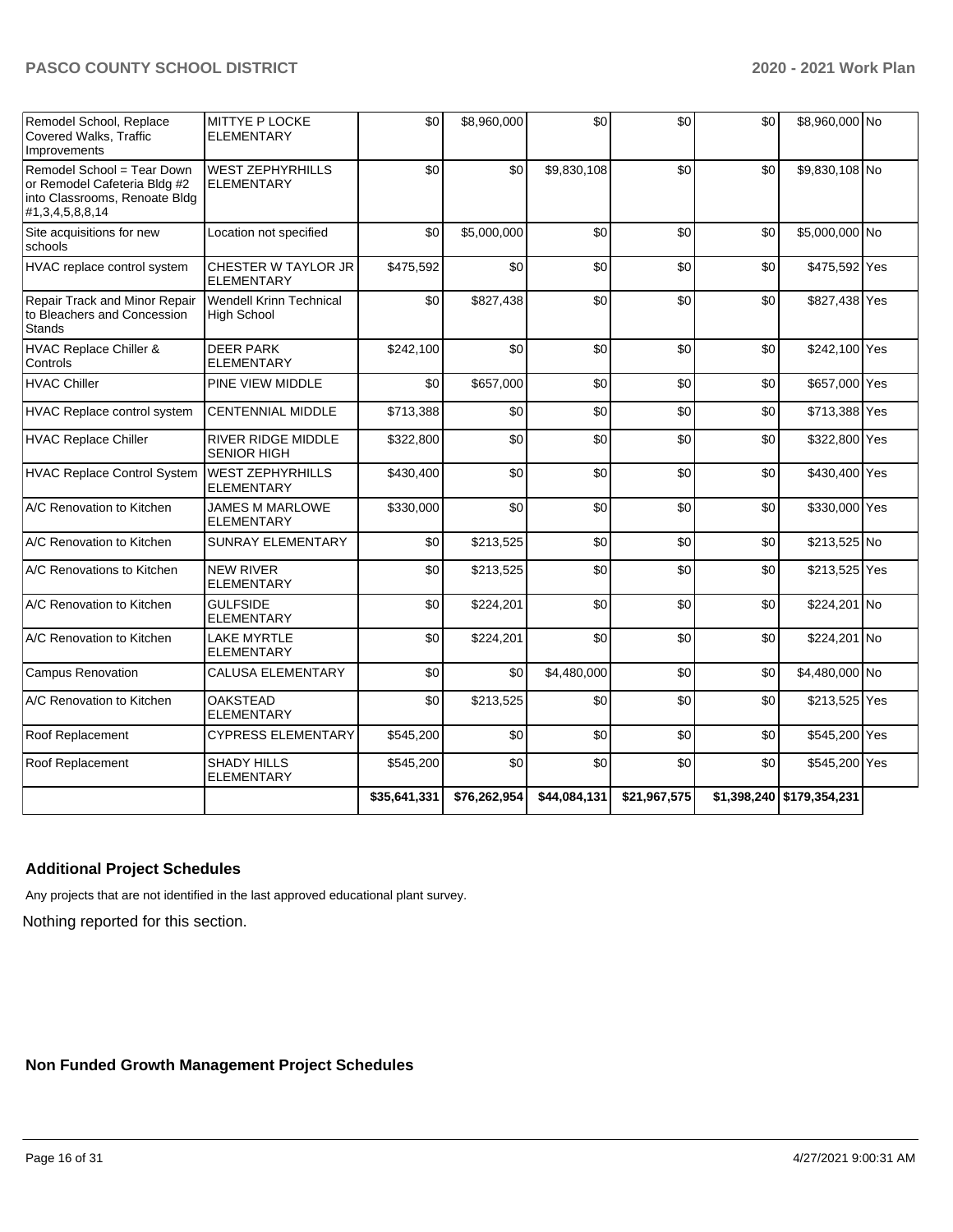| | | | | | | | | |
|---|---|---|---|---|---|---|---|---|
| Remodel School, Replace Covered Walks, Traffic Improvements | MITTYE P LOCKE ELEMENTARY | $0 | $8,960,000 | $0 | $0 | $0 | $8,960,000 | No |
| Remodel School = Tear Down or Remodel Cafeteria Bldg #2 into Classrooms, Renoate Bldg #1,3,4,5,8,8,14 | WEST ZEPHYRHILLS ELEMENTARY | $0 | $0 | $9,830,108 | $0 | $0 | $9,830,108 | No |
| Site acquisitions for new schools | Location not specified | $0 | $5,000,000 | $0 | $0 | $0 | $5,000,000 | No |
| HVAC replace control system | CHESTER W TAYLOR JR ELEMENTARY | $475,592 | $0 | $0 | $0 | $0 | $475,592 | Yes |
| Repair Track and Minor Repair to Bleachers and Concession Stands | Wendell Krinn Technical High School | $0 | $827,438 | $0 | $0 | $0 | $827,438 | Yes |
| HVAC Replace Chiller & Controls | DEER PARK ELEMENTARY | $242,100 | $0 | $0 | $0 | $0 | $242,100 | Yes |
| HVAC Chiller | PINE VIEW MIDDLE | $0 | $657,000 | $0 | $0 | $0 | $657,000 | Yes |
| HVAC Replace control system | CENTENNIAL MIDDLE | $713,388 | $0 | $0 | $0 | $0 | $713,388 | Yes |
| HVAC Replace Chiller | RIVER RIDGE MIDDLE SENIOR HIGH | $322,800 | $0 | $0 | $0 | $0 | $322,800 | Yes |
| HVAC Replace Control System | WEST ZEPHYRHILLS ELEMENTARY | $430,400 | $0 | $0 | $0 | $0 | $430,400 | Yes |
| A/C Renovation to Kitchen | JAMES M MARLOWE ELEMENTARY | $330,000 | $0 | $0 | $0 | $0 | $330,000 | Yes |
| A/C Renovation to Kitchen | SUNRAY ELEMENTARY | $0 | $213,525 | $0 | $0 | $0 | $213,525 | No |
| A/C Renovations to Kitchen | NEW RIVER ELEMENTARY | $0 | $213,525 | $0 | $0 | $0 | $213,525 | Yes |
| A/C Renovation to Kitchen | GULFSIDE ELEMENTARY | $0 | $224,201 | $0 | $0 | $0 | $224,201 | No |
| A/C Renovation to Kitchen | LAKE MYRTLE ELEMENTARY | $0 | $224,201 | $0 | $0 | $0 | $224,201 | No |
| Campus Renovation | CALUSA ELEMENTARY | $0 | $0 | $4,480,000 | $0 | $0 | $4,480,000 | No |
| A/C Renovation to Kitchen | OAKSTEAD ELEMENTARY | $0 | $213,525 | $0 | $0 | $0 | $213,525 | Yes |
| Roof Replacement | CYPRESS ELEMENTARY | $545,200 | $0 | $0 | $0 | $0 | $545,200 | Yes |
| Roof Replacement | SHADY HILLS ELEMENTARY | $545,200 | $0 | $0 | $0 | $0 | $545,200 | Yes |
| | | **$35,641,331** | **$76,262,954** | **$44,084,131** | **$21,967,575** | **$1,398,240** | **$179,354,231** | |

### Additional Project Schedules

Any projects that are not identified in the last approved educational plant survey.

Nothing reported for this section.

### Non Funded Growth Management Project Schedules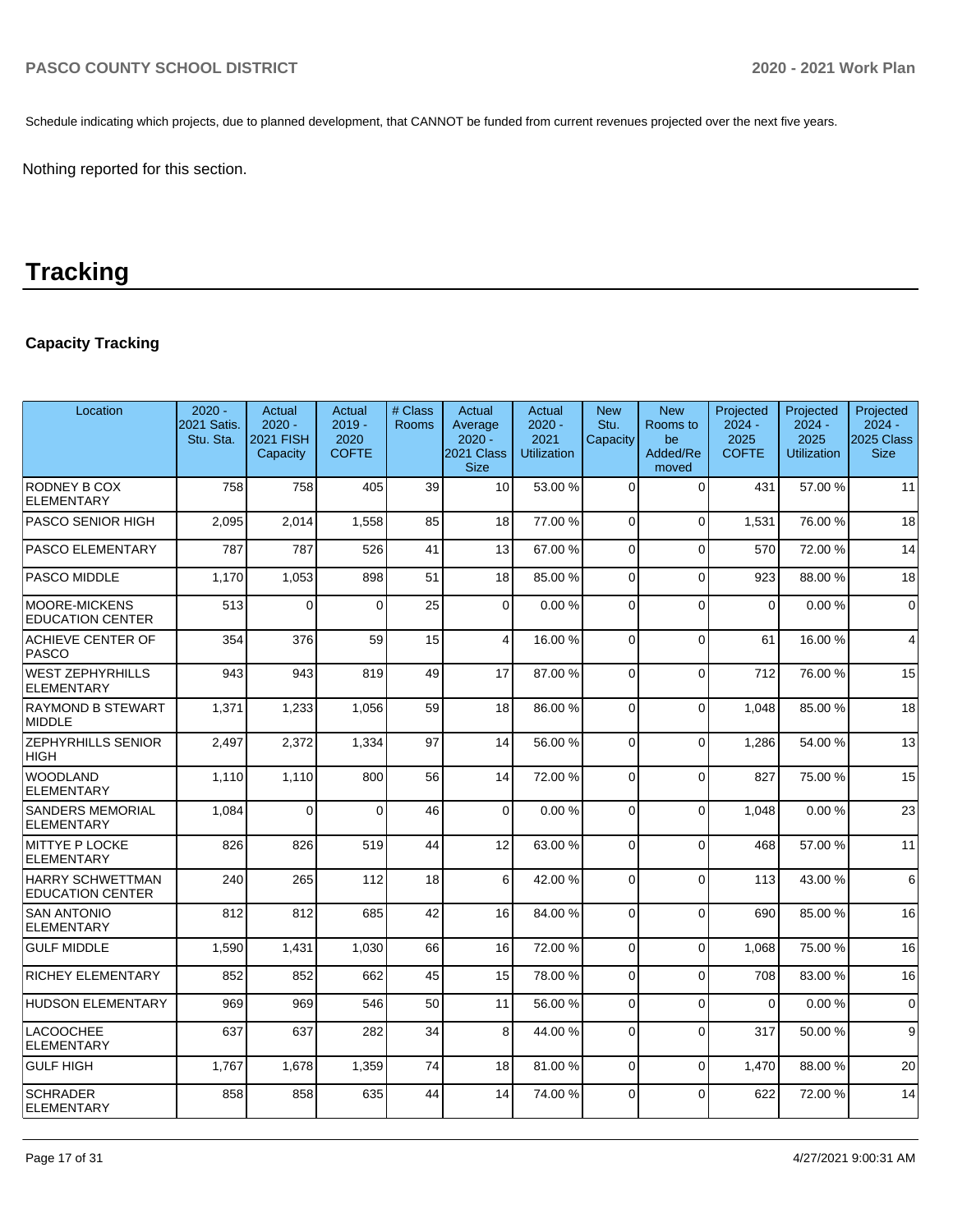Schedule indicating which projects, due to planned development, that CANNOT be funded from current revenues projected over the next five years.

Nothing reported for this section.

# Tracking

### Capacity Tracking

| Location | 2020 - 2021 Satis. Stu. Sta. | Actual 2020 - 2021 FISH Capacity | Actual 2019 - 2020 COFTE | # Class Rooms | Actual Average 2020 - 2021 Class Size | Actual 2020 - 2021 Utilization | New Stu. Capacity | New Rooms to be Added/Removed | Projected 2024 - 2025 COFTE | Projected 2024 - 2025 Utilization | Projected 2024 - 2025 Class Size |
|---|---|---|---|---|---|---|---|---|---|---|---|
| RODNEY B COX ELEMENTARY | 758 | 758 | 405 | 39 | 10 | 53.00 % | 0 | 0 | 431 | 57.00 % | 11 |
| PASCO SENIOR HIGH | 2,095 | 2,014 | 1,558 | 85 | 18 | 77.00 % | 0 | 0 | 1,531 | 76.00 % | 18 |
| PASCO ELEMENTARY | 787 | 787 | 526 | 41 | 13 | 67.00 % | 0 | 0 | 570 | 72.00 % | 14 |
| PASCO MIDDLE | 1,170 | 1,053 | 898 | 51 | 18 | 85.00 % | 0 | 0 | 923 | 88.00 % | 18 |
| MOORE-MICKENS EDUCATION CENTER | 513 | 0 | 0 | 25 | 0 | 0.00 % | 0 | 0 | 0 | 0.00 % | 0 |
| ACHIEVE CENTER OF PASCO | 354 | 376 | 59 | 15 | 4 | 16.00 % | 0 | 0 | 61 | 16.00 % | 4 |
| WEST ZEPHYRHILLS ELEMENTARY | 943 | 943 | 819 | 49 | 17 | 87.00 % | 0 | 0 | 712 | 76.00 % | 15 |
| RAYMOND B STEWART MIDDLE | 1,371 | 1,233 | 1,056 | 59 | 18 | 86.00 % | 0 | 0 | 1,048 | 85.00 % | 18 |
| ZEPHYRHILLS SENIOR HIGH | 2,497 | 2,372 | 1,334 | 97 | 14 | 56.00 % | 0 | 0 | 1,286 | 54.00 % | 13 |
| WOODLAND ELEMENTARY | 1,110 | 1,110 | 800 | 56 | 14 | 72.00 % | 0 | 0 | 827 | 75.00 % | 15 |
| SANDERS MEMORIAL ELEMENTARY | 1,084 | 0 | 0 | 46 | 0 | 0.00 % | 0 | 0 | 1,048 | 0.00 % | 23 |
| MITTYE P LOCKE ELEMENTARY | 826 | 826 | 519 | 44 | 12 | 63.00 % | 0 | 0 | 468 | 57.00 % | 11 |
| HARRY SCHWETTMAN EDUCATION CENTER | 240 | 265 | 112 | 18 | 6 | 42.00 % | 0 | 0 | 113 | 43.00 % | 6 |
| SAN ANTONIO ELEMENTARY | 812 | 812 | 685 | 42 | 16 | 84.00 % | 0 | 0 | 690 | 85.00 % | 16 |
| GULF MIDDLE | 1,590 | 1,431 | 1,030 | 66 | 16 | 72.00 % | 0 | 0 | 1,068 | 75.00 % | 16 |
| RICHEY ELEMENTARY | 852 | 852 | 662 | 45 | 15 | 78.00 % | 0 | 0 | 708 | 83.00 % | 16 |
| HUDSON ELEMENTARY | 969 | 969 | 546 | 50 | 11 | 56.00 % | 0 | 0 | 0 | 0.00 % | 0 |
| LACOOCHEE ELEMENTARY | 637 | 637 | 282 | 34 | 8 | 44.00 % | 0 | 0 | 317 | 50.00 % | 9 |
| GULF HIGH | 1,767 | 1,678 | 1,359 | 74 | 18 | 81.00 % | 0 | 0 | 1,470 | 88.00 % | 20 |
| SCHRADER ELEMENTARY | 858 | 858 | 635 | 44 | 14 | 74.00 % | 0 | 0 | 622 | 72.00 % | 14 |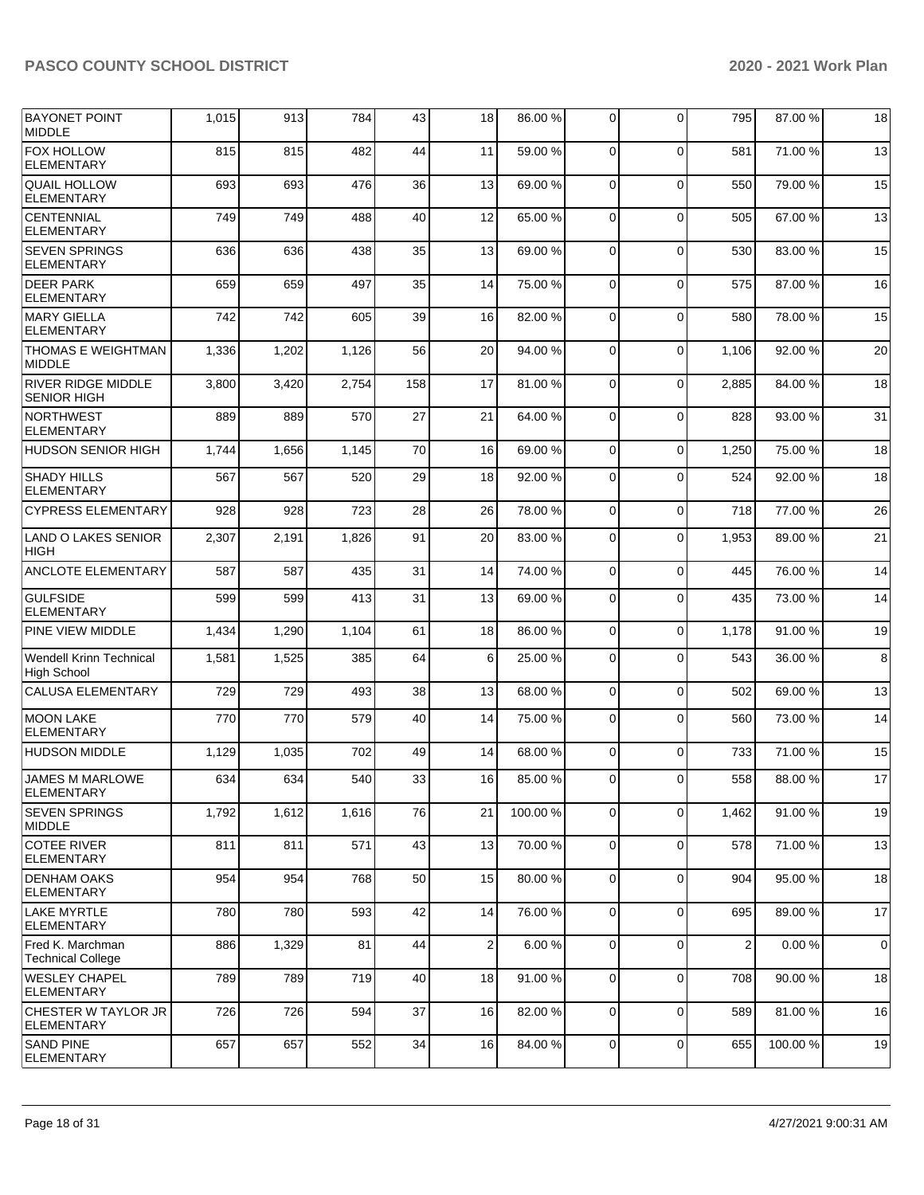| | | | | | | | | | | |
|---|---|---|---|---|---|---|---|---|---|---|
| BAYONET POINT MIDDLE | 1,015 | 913 | 784 | 43 | 18 | 86.00 % | 0 | 0 | 795 | 87.00 % | 18 |
| FOX HOLLOW ELEMENTARY | 815 | 815 | 482 | 44 | 11 | 59.00 % | 0 | 0 | 581 | 71.00 % | 13 |
| QUAIL HOLLOW ELEMENTARY | 693 | 693 | 476 | 36 | 13 | 69.00 % | 0 | 0 | 550 | 79.00 % | 15 |
| CENTENNIAL ELEMENTARY | 749 | 749 | 488 | 40 | 12 | 65.00 % | 0 | 0 | 505 | 67.00 % | 13 |
| SEVEN SPRINGS ELEMENTARY | 636 | 636 | 438 | 35 | 13 | 69.00 % | 0 | 0 | 530 | 83.00 % | 15 |
| DEER PARK ELEMENTARY | 659 | 659 | 497 | 35 | 14 | 75.00 % | 0 | 0 | 575 | 87.00 % | 16 |
| MARY GIELLA ELEMENTARY | 742 | 742 | 605 | 39 | 16 | 82.00 % | 0 | 0 | 580 | 78.00 % | 15 |
| THOMAS E WEIGHTMAN MIDDLE | 1,336 | 1,202 | 1,126 | 56 | 20 | 94.00 % | 0 | 0 | 1,106 | 92.00 % | 20 |
| RIVER RIDGE MIDDLE SENIOR HIGH | 3,800 | 3,420 | 2,754 | 158 | 17 | 81.00 % | 0 | 0 | 2,885 | 84.00 % | 18 |
| NORTHWEST ELEMENTARY | 889 | 889 | 570 | 27 | 21 | 64.00 % | 0 | 0 | 828 | 93.00 % | 31 |
| HUDSON SENIOR HIGH | 1,744 | 1,656 | 1,145 | 70 | 16 | 69.00 % | 0 | 0 | 1,250 | 75.00 % | 18 |
| SHADY HILLS ELEMENTARY | 567 | 567 | 520 | 29 | 18 | 92.00 % | 0 | 0 | 524 | 92.00 % | 18 |
| CYPRESS ELEMENTARY | 928 | 928 | 723 | 28 | 26 | 78.00 % | 0 | 0 | 718 | 77.00 % | 26 |
| LAND O LAKES SENIOR HIGH | 2,307 | 2,191 | 1,826 | 91 | 20 | 83.00 % | 0 | 0 | 1,953 | 89.00 % | 21 |
| ANCLOTE ELEMENTARY | 587 | 587 | 435 | 31 | 14 | 74.00 % | 0 | 0 | 445 | 76.00 % | 14 |
| GULFSIDE ELEMENTARY | 599 | 599 | 413 | 31 | 13 | 69.00 % | 0 | 0 | 435 | 73.00 % | 14 |
| PINE VIEW MIDDLE | 1,434 | 1,290 | 1,104 | 61 | 18 | 86.00 % | 0 | 0 | 1,178 | 91.00 % | 19 |
| Wendell Krinn Technical High School | 1,581 | 1,525 | 385 | 64 | 6 | 25.00 % | 0 | 0 | 543 | 36.00 % | 8 |
| CALUSA ELEMENTARY | 729 | 729 | 493 | 38 | 13 | 68.00 % | 0 | 0 | 502 | 69.00 % | 13 |
| MOON LAKE ELEMENTARY | 770 | 770 | 579 | 40 | 14 | 75.00 % | 0 | 0 | 560 | 73.00 % | 14 |
| HUDSON MIDDLE | 1,129 | 1,035 | 702 | 49 | 14 | 68.00 % | 0 | 0 | 733 | 71.00 % | 15 |
| JAMES M MARLOWE ELEMENTARY | 634 | 634 | 540 | 33 | 16 | 85.00 % | 0 | 0 | 558 | 88.00 % | 17 |
| SEVEN SPRINGS MIDDLE | 1,792 | 1,612 | 1,616 | 76 | 21 | 100.00 % | 0 | 0 | 1,462 | 91.00 % | 19 |
| COTEE RIVER ELEMENTARY | 811 | 811 | 571 | 43 | 13 | 70.00 % | 0 | 0 | 578 | 71.00 % | 13 |
| DENHAM OAKS ELEMENTARY | 954 | 954 | 768 | 50 | 15 | 80.00 % | 0 | 0 | 904 | 95.00 % | 18 |
| LAKE MYRTLE ELEMENTARY | 780 | 780 | 593 | 42 | 14 | 76.00 % | 0 | 0 | 695 | 89.00 % | 17 |
| Fred K. Marchman Technical College | 886 | 1,329 | 81 | 44 | 2 | 6.00 % | 0 | 0 | 2 | 0.00 % | 0 |
| WESLEY CHAPEL ELEMENTARY | 789 | 789 | 719 | 40 | 18 | 91.00 % | 0 | 0 | 708 | 90.00 % | 18 |
| CHESTER W TAYLOR JR ELEMENTARY | 726 | 726 | 594 | 37 | 16 | 82.00 % | 0 | 0 | 589 | 81.00 % | 16 |
| SAND PINE ELEMENTARY | 657 | 657 | 552 | 34 | 16 | 84.00 % | 0 | 0 | 655 | 100.00 % | 19 |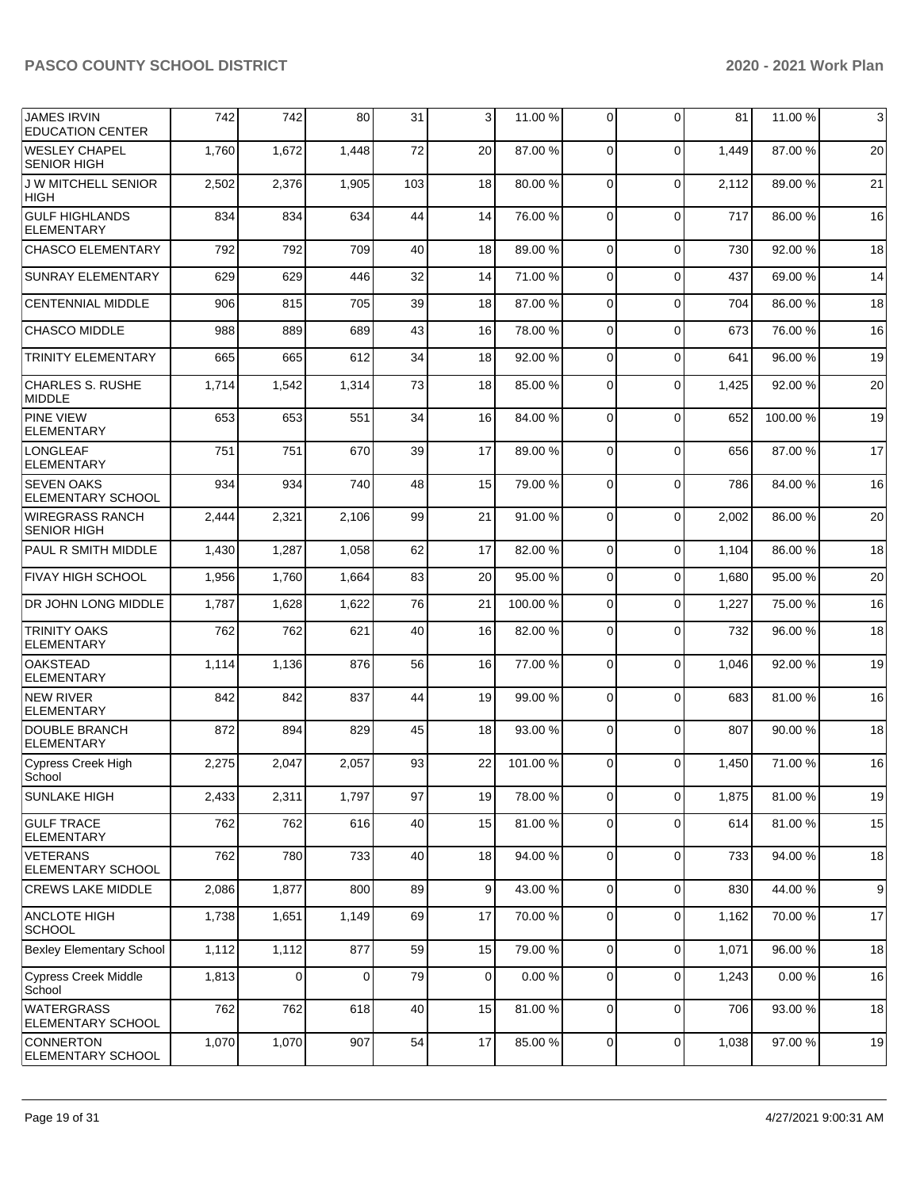| | | | | | | | | | | |
|---|---|---|---|---|---|---|---|---|---|---|
| JAMES IRVIN EDUCATION CENTER | 742 | 742 | 80 | 31 | 3 | 11.00 % | 0 | 0 | 81 | 11.00 % | 3 |
| WESLEY CHAPEL SENIOR HIGH | 1,760 | 1,672 | 1,448 | 72 | 20 | 87.00 % | 0 | 0 | 1,449 | 87.00 % | 20 |
| J W MITCHELL SENIOR HIGH | 2,502 | 2,376 | 1,905 | 103 | 18 | 80.00 % | 0 | 0 | 2,112 | 89.00 % | 21 |
| GULF HIGHLANDS ELEMENTARY | 834 | 834 | 634 | 44 | 14 | 76.00 % | 0 | 0 | 717 | 86.00 % | 16 |
| CHASCO ELEMENTARY | 792 | 792 | 709 | 40 | 18 | 89.00 % | 0 | 0 | 730 | 92.00 % | 18 |
| SUNRAY ELEMENTARY | 629 | 629 | 446 | 32 | 14 | 71.00 % | 0 | 0 | 437 | 69.00 % | 14 |
| CENTENNIAL MIDDLE | 906 | 815 | 705 | 39 | 18 | 87.00 % | 0 | 0 | 704 | 86.00 % | 18 |
| CHASCO MIDDLE | 988 | 889 | 689 | 43 | 16 | 78.00 % | 0 | 0 | 673 | 76.00 % | 16 |
| TRINITY ELEMENTARY | 665 | 665 | 612 | 34 | 18 | 92.00 % | 0 | 0 | 641 | 96.00 % | 19 |
| CHARLES S. RUSHE MIDDLE | 1,714 | 1,542 | 1,314 | 73 | 18 | 85.00 % | 0 | 0 | 1,425 | 92.00 % | 20 |
| PINE VIEW ELEMENTARY | 653 | 653 | 551 | 34 | 16 | 84.00 % | 0 | 0 | 652 | 100.00 % | 19 |
| LONGLEAF ELEMENTARY | 751 | 751 | 670 | 39 | 17 | 89.00 % | 0 | 0 | 656 | 87.00 % | 17 |
| SEVEN OAKS ELEMENTARY SCHOOL | 934 | 934 | 740 | 48 | 15 | 79.00 % | 0 | 0 | 786 | 84.00 % | 16 |
| WIREGRASS RANCH SENIOR HIGH | 2,444 | 2,321 | 2,106 | 99 | 21 | 91.00 % | 0 | 0 | 2,002 | 86.00 % | 20 |
| PAUL R SMITH MIDDLE | 1,430 | 1,287 | 1,058 | 62 | 17 | 82.00 % | 0 | 0 | 1,104 | 86.00 % | 18 |
| FIVAY HIGH SCHOOL | 1,956 | 1,760 | 1,664 | 83 | 20 | 95.00 % | 0 | 0 | 1,680 | 95.00 % | 20 |
| DR JOHN LONG MIDDLE | 1,787 | 1,628 | 1,622 | 76 | 21 | 100.00 % | 0 | 0 | 1,227 | 75.00 % | 16 |
| TRINITY OAKS ELEMENTARY | 762 | 762 | 621 | 40 | 16 | 82.00 % | 0 | 0 | 732 | 96.00 % | 18 |
| OAKSTEAD ELEMENTARY | 1,114 | 1,136 | 876 | 56 | 16 | 77.00 % | 0 | 0 | 1,046 | 92.00 % | 19 |
| NEW RIVER ELEMENTARY | 842 | 842 | 837 | 44 | 19 | 99.00 % | 0 | 0 | 683 | 81.00 % | 16 |
| DOUBLE BRANCH ELEMENTARY | 872 | 894 | 829 | 45 | 18 | 93.00 % | 0 | 0 | 807 | 90.00 % | 18 |
| Cypress Creek High School | 2,275 | 2,047 | 2,057 | 93 | 22 | 101.00 % | 0 | 0 | 1,450 | 71.00 % | 16 |
| SUNLAKE HIGH | 2,433 | 2,311 | 1,797 | 97 | 19 | 78.00 % | 0 | 0 | 1,875 | 81.00 % | 19 |
| GULF TRACE ELEMENTARY | 762 | 762 | 616 | 40 | 15 | 81.00 % | 0 | 0 | 614 | 81.00 % | 15 |
| VETERANS ELEMENTARY SCHOOL | 762 | 780 | 733 | 40 | 18 | 94.00 % | 0 | 0 | 733 | 94.00 % | 18 |
| CREWS LAKE MIDDLE | 2,086 | 1,877 | 800 | 89 | 9 | 43.00 % | 0 | 0 | 830 | 44.00 % | 9 |
| ANCLOTE HIGH SCHOOL | 1,738 | 1,651 | 1,149 | 69 | 17 | 70.00 % | 0 | 0 | 1,162 | 70.00 % | 17 |
| Bexley Elementary School | 1,112 | 1,112 | 877 | 59 | 15 | 79.00 % | 0 | 0 | 1,071 | 96.00 % | 18 |
| Cypress Creek Middle School | 1,813 | 0 | 0 | 79 | 0 | 0.00 % | 0 | 0 | 1,243 | 0.00 % | 16 |
| WATERGRASS ELEMENTARY SCHOOL | 762 | 762 | 618 | 40 | 15 | 81.00 % | 0 | 0 | 706 | 93.00 % | 18 |
| CONNERTON ELEMENTARY SCHOOL | 1,070 | 1,070 | 907 | 54 | 17 | 85.00 % | 0 | 0 | 1,038 | 97.00 % | 19 |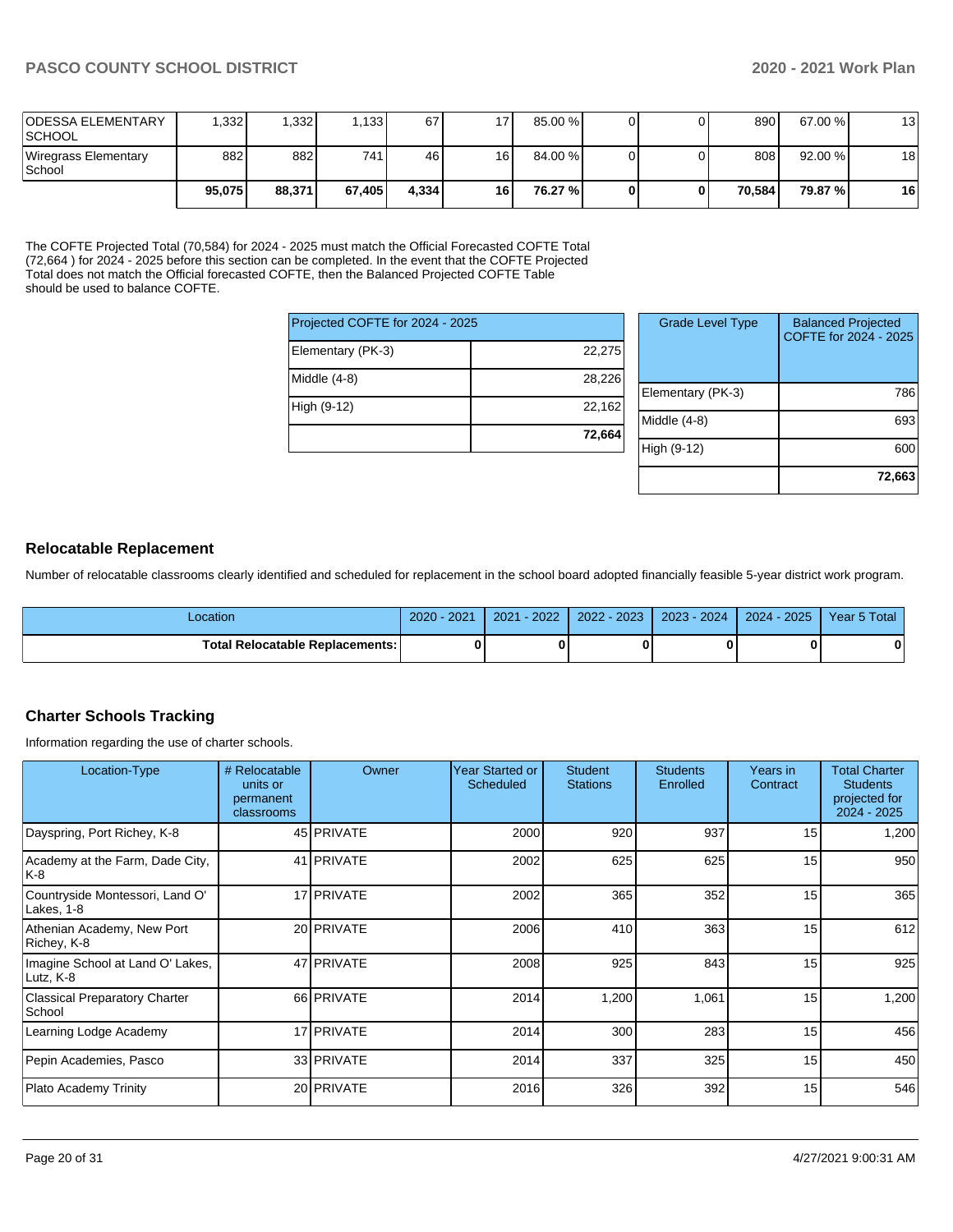| ODESSA ELEMENTARY SCHOOL | 1,332 | 1,332 | 1,133 | 67 | 17 | 85.00 % | 0 | 0 | 890 | 67.00 % | 13 |
|---|---|---|---|---|---|---|---|---|---|---|---|
| Wiregrass Elementary School | 882 | 882 | 741 | 46 | 16 | 84.00 % | 0 | 0 | 808 | 92.00 % | 18 |
| | **95,075** | **88,371** | **67,405** | **4,334** | **16** | **76.27 %** | **0** | **0** | **70,584** | **79.87 %** | **16** |

The COFTE Projected Total (70,584) for 2024 - 2025 must match the Official Forecasted COFTE Total (72,664 ) for 2024 - 2025 before this section can be completed. In the event that the COFTE Projected Total does not match the Official forecasted COFTE, then the Balanced Projected COFTE Table should be used to balance COFTE.

| Projected COFTE for 2024 - 2025 | |
|---|---|
| Elementary (PK-3) | 22,275 |
| Middle (4-8) | 28,226 |
| High (9-12) | 22,162 |
| | **72,664** |

| Grade Level Type | Balanced Projected COFTE for 2024 - 2025 |
|---|---|
| Elementary (PK-3) | 786 |
| Middle (4-8) | 693 |
| High (9-12) | 600 |
| | **72,663** |

## Relocatable Replacement

Number of relocatable classrooms clearly identified and scheduled for replacement in the school board adopted financially feasible 5-year district work program.

| Location | 2020 - 2021 | 2021 - 2022 | 2022 - 2023 | 2023 - 2024 | 2024 - 2025 | Year 5 Total |
|---|---|---|---|---|---|---|
| **Total Relocatable Replacements:** | **0** | **0** | **0** | **0** | **0** | **0** |

## Charter Schools Tracking

Information regarding the use of charter schools.

| Location-Type | # Relocatable units or permanent classrooms | Owner | Year Started or Scheduled | Student Stations | Students Enrolled | Years in Contract | Total Charter Students projected for 2024 - 2025 |
|---|---|---|---|---|---|---|---|
| Dayspring, Port Richey, K-8 | 45 | PRIVATE | 2000 | 920 | 937 | 15 | 1,200 |
| Academy at the Farm, Dade City, K-8 | 41 | PRIVATE | 2002 | 625 | 625 | 15 | 950 |
| Countryside Montessori, Land O' Lakes, 1-8 | 17 | PRIVATE | 2002 | 365 | 352 | 15 | 365 |
| Athenian Academy, New Port Richey, K-8 | 20 | PRIVATE | 2006 | 410 | 363 | 15 | 612 |
| Imagine School at Land O' Lakes, Lutz, K-8 | 47 | PRIVATE | 2008 | 925 | 843 | 15 | 925 |
| Classical Preparatory Charter School | 66 | PRIVATE | 2014 | 1,200 | 1,061 | 15 | 1,200 |
| Learning Lodge Academy | 17 | PRIVATE | 2014 | 300 | 283 | 15 | 456 |
| Pepin Academies, Pasco | 33 | PRIVATE | 2014 | 337 | 325 | 15 | 450 |
| Plato Academy Trinity | 20 | PRIVATE | 2016 | 326 | 392 | 15 | 546 |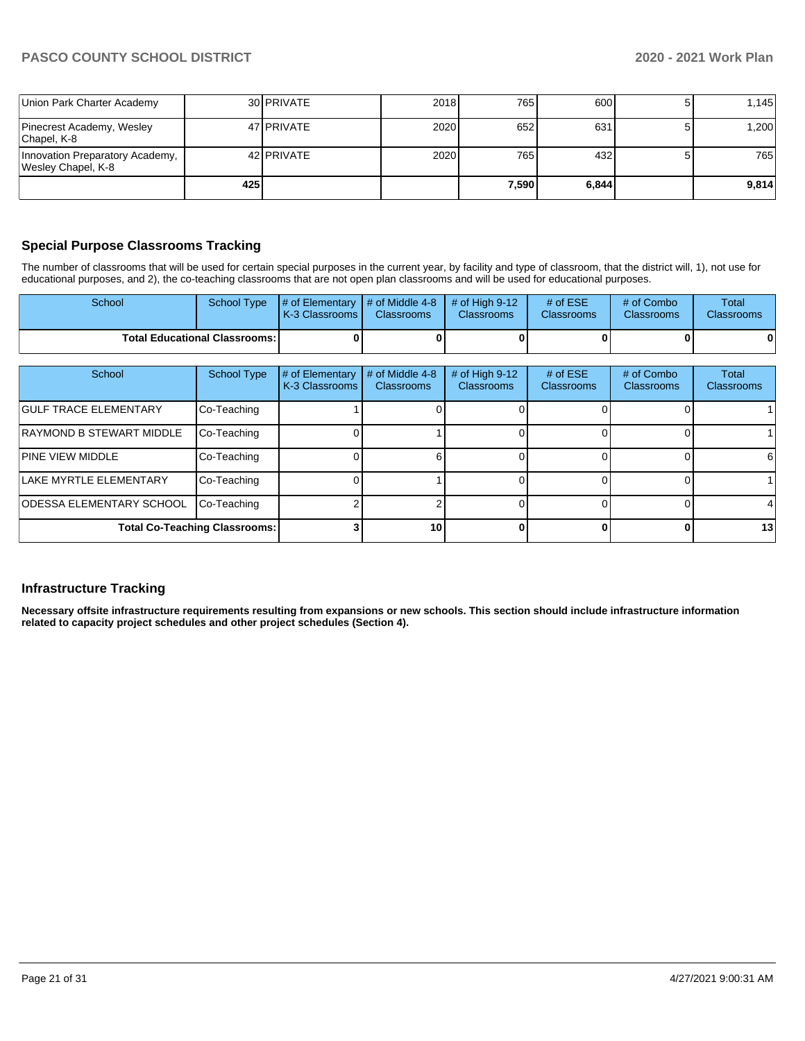| | | | | | | | |
|---|---|---|---|---|---|---|---|
| Union Park Charter Academy | 30 | PRIVATE | 2018 | 765 | 600 | 5 | 1,145 |
| Pinecrest Academy, Wesley Chapel, K-8 | 47 | PRIVATE | 2020 | 652 | 631 | 5 | 1,200 |
| Innovation Preparatory Academy, Wesley Chapel, K-8 | 42 | PRIVATE | 2020 | 765 | 432 | 5 | 765 |
| | **425** | | | **7,590** | **6,844** | | **9,814** |

## Special Purpose Classrooms Tracking

The number of classrooms that will be used for certain special purposes in the current year, by facility and type of classroom, that the district will, 1), not use for educational purposes, and 2), the co-teaching classrooms that are not open plan classrooms and will be used for educational purposes.

| School | School Type | # of Elementary K-3 Classrooms | # of Middle 4-8 Classrooms | # of High 9-12 Classrooms | # of ESE Classrooms | # of Combo Classrooms | Total Classrooms |
|---|---|---|---|---|---|---|---|
| **Total Educational Classrooms:** | | **0** | **0** | **0** | **0** | **0** | **0** |

| School | School Type | # of Elementary K-3 Classrooms | # of Middle 4-8 Classrooms | # of High 9-12 Classrooms | # of ESE Classrooms | # of Combo Classrooms | Total Classrooms |
|---|---|---|---|---|---|---|---|
| GULF TRACE ELEMENTARY | Co-Teaching | 1 | 0 | 0 | 0 | 0 | 1 |
| RAYMOND B STEWART MIDDLE | Co-Teaching | 0 | 1 | 0 | 0 | 0 | 1 |
| PINE VIEW MIDDLE | Co-Teaching | 0 | 6 | 0 | 0 | 0 | 6 |
| LAKE MYRTLE ELEMENTARY | Co-Teaching | 0 | 1 | 0 | 0 | 0 | 1 |
| ODESSA ELEMENTARY SCHOOL | Co-Teaching | 2 | 2 | 0 | 0 | 0 | 4 |
| **Total Co-Teaching Classrooms:** | | **3** | **10** | **0** | **0** | **0** | **13** |

## Infrastructure Tracking

**Necessary offsite infrastructure requirements resulting from expansions or new schools. This section should include infrastructure information related to capacity project schedules and other project schedules (Section 4).**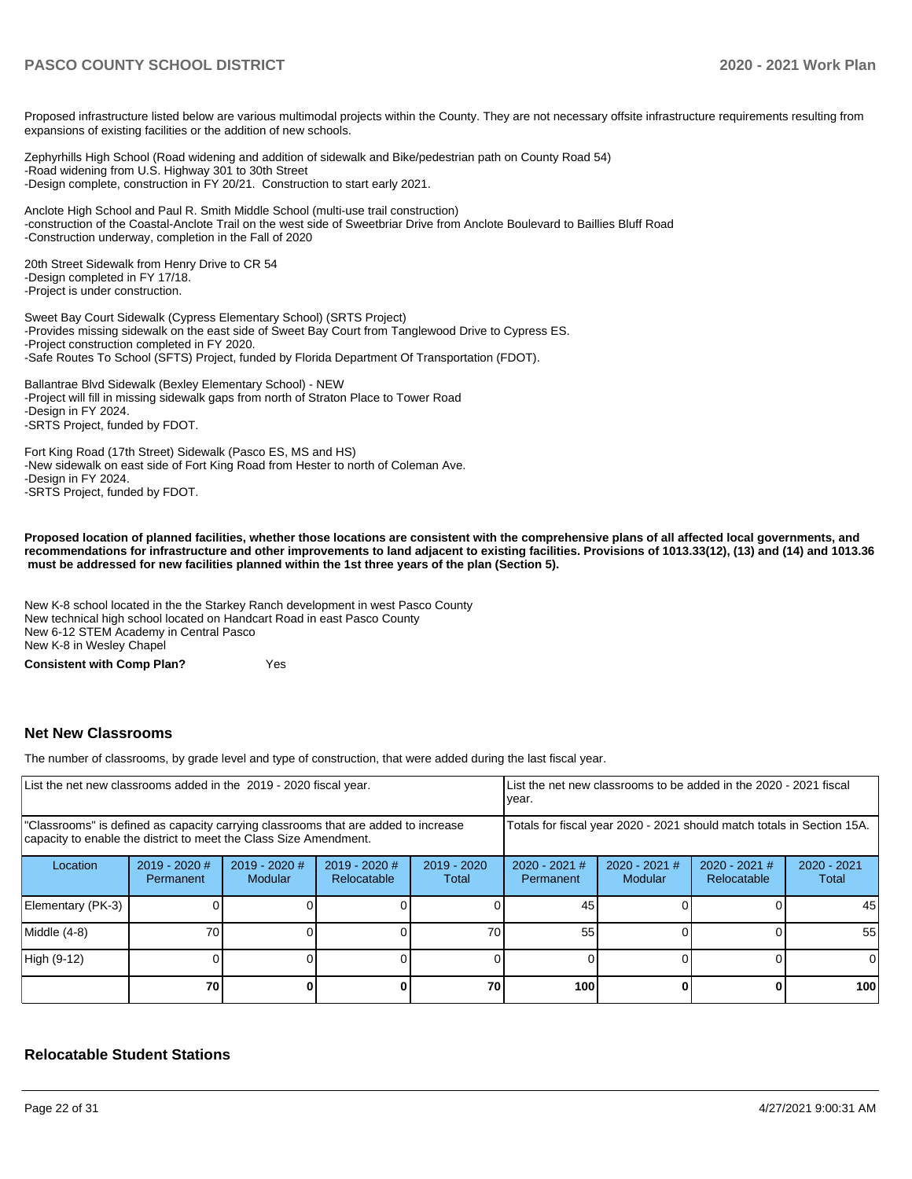Proposed infrastructure listed below are various multimodal projects within the County. They are not necessary offsite infrastructure requirements resulting from expansions of existing facilities or the addition of new schools.

Zephyrhills High School (Road widening and addition of sidewalk and Bike/pedestrian path on County Road 54)
-Road widening from U.S. Highway 301 to 30th Street
-Design complete, construction in FY 20/21. Construction to start early 2021.

Anclote High School and Paul R. Smith Middle School (multi-use trail construction)
-construction of the Coastal-Anclote Trail on the west side of Sweetbriar Drive from Anclote Boulevard to Baillies Bluff Road
-Construction underway, completion in the Fall of 2020

20th Street Sidewalk from Henry Drive to CR 54
-Design completed in FY 17/18.
-Project is under construction.

Sweet Bay Court Sidewalk (Cypress Elementary School) (SRTS Project)
-Provides missing sidewalk on the east side of Sweet Bay Court from Tanglewood Drive to Cypress ES.
-Project construction completed in FY 2020.
-Safe Routes To School (SFTS) Project, funded by Florida Department Of Transportation (FDOT).

Ballantrae Blvd Sidewalk (Bexley Elementary School) - NEW
-Project will fill in missing sidewalk gaps from north of Straton Place to Tower Road
-Design in FY 2024.
-SRTS Project, funded by FDOT.

Fort King Road (17th Street) Sidewalk (Pasco ES, MS and HS)
-New sidewalk on east side of Fort King Road from Hester to north of Coleman Ave.
-Design in FY 2024.
-SRTS Project, funded by FDOT.

**Proposed location of planned facilities, whether those locations are consistent with the comprehensive plans of all affected local governments, and recommendations for infrastructure and other improvements to land adjacent to existing facilities. Provisions of 1013.33(12), (13) and (14) and 1013.36 must be addressed for new facilities planned within the 1st three years of the plan (Section 5).**

New K-8 school located in the the Starkey Ranch development in west Pasco County
New technical high school located on Handcart Road in east Pasco County
New 6-12 STEM Academy in Central Pasco
New K-8 in Wesley Chapel

**Consistent with Comp Plan?** Yes

## Net New Classrooms

The number of classrooms, by grade level and type of construction, that were added during the last fiscal year.

| List the net new classrooms added in the 2019 - 2020 fiscal year. | | | | | List the net new classrooms to be added in the 2020 - 2021 fiscal year. | | | |
|---|---|---|---|---|---|---|---|---|
| "Classrooms" is defined as capacity carrying classrooms that are added to increase capacity to enable the district to meet the Class Size Amendment. | | | | | Totals for fiscal year 2020 - 2021 should match totals in Section 15A. | | | |
| Location | 2019 - 2020 # Permanent | 2019 - 2020 # Modular | 2019 - 2020 # Relocatable | 2019 - 2020 Total | 2020 - 2021 # Permanent | 2020 - 2021 # Modular | 2020 - 2021 # Relocatable | 2020 - 2021 Total |
| Elementary (PK-3) | 0 | 0 | 0 | 0 | 45 | 0 | 0 | 45 |
| Middle (4-8) | 70 | 0 | 0 | 70 | 55 | 0 | 0 | 55 |
| High (9-12) | 0 | 0 | 0 | 0 | 0 | 0 | 0 | 0 |
| | **70** | **0** | **0** | **70** | **100** | **0** | **0** | **100** |

## Relocatable Student Stations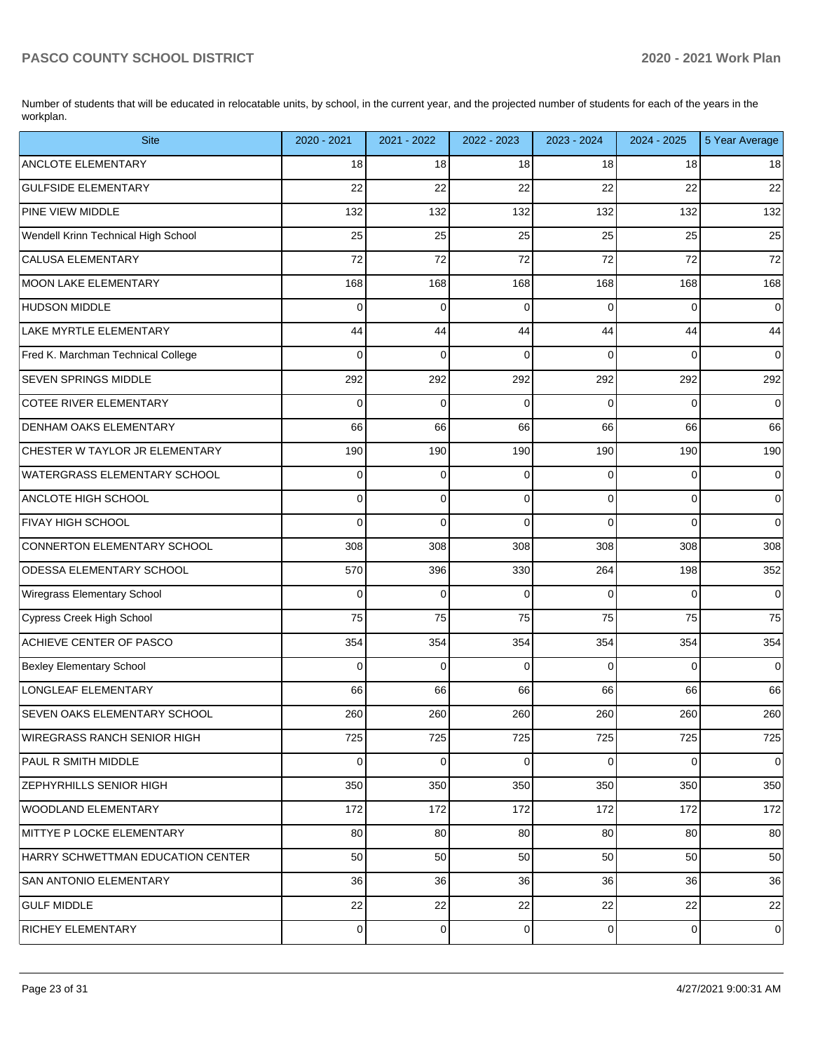Number of students that will be educated in relocatable units, by school, in the current year, and the projected number of students for each of the years in the workplan.

| Site | 2020 - 2021 | 2021 - 2022 | 2022 - 2023 | 2023 - 2024 | 2024 - 2025 | 5 Year Average |
|---|---|---|---|---|---|---|
| ANCLOTE ELEMENTARY | 18 | 18 | 18 | 18 | 18 | 18 |
| GULFSIDE ELEMENTARY | 22 | 22 | 22 | 22 | 22 | 22 |
| PINE VIEW MIDDLE | 132 | 132 | 132 | 132 | 132 | 132 |
| Wendell Krinn Technical High School | 25 | 25 | 25 | 25 | 25 | 25 |
| CALUSA ELEMENTARY | 72 | 72 | 72 | 72 | 72 | 72 |
| MOON LAKE ELEMENTARY | 168 | 168 | 168 | 168 | 168 | 168 |
| HUDSON MIDDLE | 0 | 0 | 0 | 0 | 0 | 0 |
| LAKE MYRTLE ELEMENTARY | 44 | 44 | 44 | 44 | 44 | 44 |
| Fred K. Marchman Technical College | 0 | 0 | 0 | 0 | 0 | 0 |
| SEVEN SPRINGS MIDDLE | 292 | 292 | 292 | 292 | 292 | 292 |
| COTEE RIVER ELEMENTARY | 0 | 0 | 0 | 0 | 0 | 0 |
| DENHAM OAKS ELEMENTARY | 66 | 66 | 66 | 66 | 66 | 66 |
| CHESTER W TAYLOR JR ELEMENTARY | 190 | 190 | 190 | 190 | 190 | 190 |
| WATERGRASS ELEMENTARY SCHOOL | 0 | 0 | 0 | 0 | 0 | 0 |
| ANCLOTE HIGH SCHOOL | 0 | 0 | 0 | 0 | 0 | 0 |
| FIVAY HIGH SCHOOL | 0 | 0 | 0 | 0 | 0 | 0 |
| CONNERTON ELEMENTARY SCHOOL | 308 | 308 | 308 | 308 | 308 | 308 |
| ODESSA ELEMENTARY SCHOOL | 570 | 396 | 330 | 264 | 198 | 352 |
| Wiregrass Elementary School | 0 | 0 | 0 | 0 | 0 | 0 |
| Cypress Creek High School | 75 | 75 | 75 | 75 | 75 | 75 |
| ACHIEVE CENTER OF PASCO | 354 | 354 | 354 | 354 | 354 | 354 |
| Bexley Elementary School | 0 | 0 | 0 | 0 | 0 | 0 |
| LONGLEAF ELEMENTARY | 66 | 66 | 66 | 66 | 66 | 66 |
| SEVEN OAKS ELEMENTARY SCHOOL | 260 | 260 | 260 | 260 | 260 | 260 |
| WIREGRASS RANCH SENIOR HIGH | 725 | 725 | 725 | 725 | 725 | 725 |
| PAUL R SMITH MIDDLE | 0 | 0 | 0 | 0 | 0 | 0 |
| ZEPHYRHILLS SENIOR HIGH | 350 | 350 | 350 | 350 | 350 | 350 |
| WOODLAND ELEMENTARY | 172 | 172 | 172 | 172 | 172 | 172 |
| MITTYE P LOCKE ELEMENTARY | 80 | 80 | 80 | 80 | 80 | 80 |
| HARRY SCHWETTMAN EDUCATION CENTER | 50 | 50 | 50 | 50 | 50 | 50 |
| SAN ANTONIO ELEMENTARY | 36 | 36 | 36 | 36 | 36 | 36 |
| GULF MIDDLE | 22 | 22 | 22 | 22 | 22 | 22 |
| RICHEY ELEMENTARY | 0 | 0 | 0 | 0 | 0 | 0 |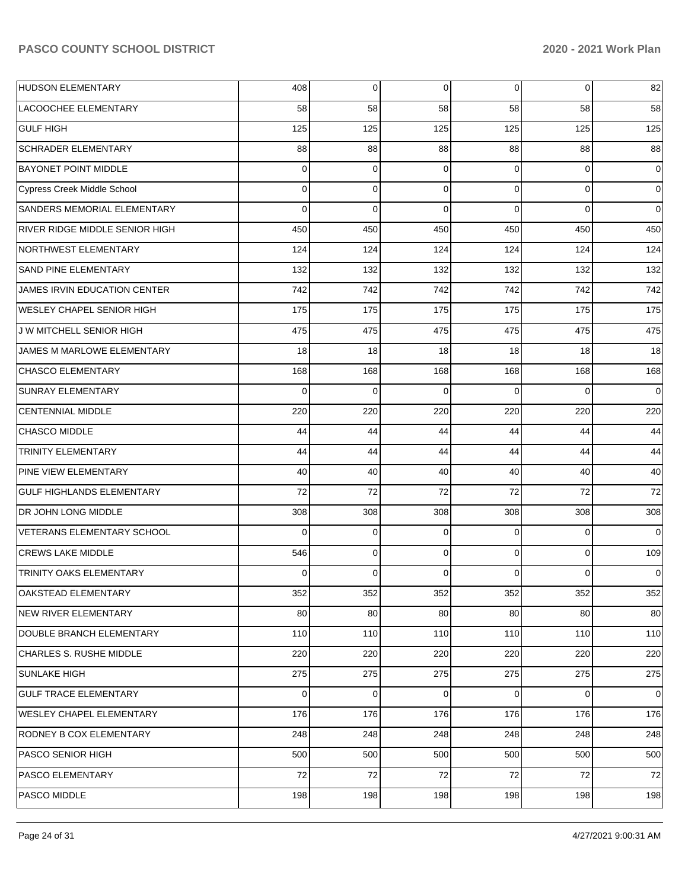| | | | | | | |
|---|---|---|---|---|---|---|
| HUDSON ELEMENTARY | 408 | 0 | 0 | 0 | 0 | 82 |
| LACOOCHEE ELEMENTARY | 58 | 58 | 58 | 58 | 58 | 58 |
| GULF HIGH | 125 | 125 | 125 | 125 | 125 | 125 |
| SCHRADER ELEMENTARY | 88 | 88 | 88 | 88 | 88 | 88 |
| BAYONET POINT MIDDLE | 0 | 0 | 0 | 0 | 0 | 0 |
| Cypress Creek Middle School | 0 | 0 | 0 | 0 | 0 | 0 |
| SANDERS MEMORIAL ELEMENTARY | 0 | 0 | 0 | 0 | 0 | 0 |
| RIVER RIDGE MIDDLE SENIOR HIGH | 450 | 450 | 450 | 450 | 450 | 450 |
| NORTHWEST ELEMENTARY | 124 | 124 | 124 | 124 | 124 | 124 |
| SAND PINE ELEMENTARY | 132 | 132 | 132 | 132 | 132 | 132 |
| JAMES IRVIN EDUCATION CENTER | 742 | 742 | 742 | 742 | 742 | 742 |
| WESLEY CHAPEL SENIOR HIGH | 175 | 175 | 175 | 175 | 175 | 175 |
| J W MITCHELL SENIOR HIGH | 475 | 475 | 475 | 475 | 475 | 475 |
| JAMES M MARLOWE ELEMENTARY | 18 | 18 | 18 | 18 | 18 | 18 |
| CHASCO ELEMENTARY | 168 | 168 | 168 | 168 | 168 | 168 |
| SUNRAY ELEMENTARY | 0 | 0 | 0 | 0 | 0 | 0 |
| CENTENNIAL MIDDLE | 220 | 220 | 220 | 220 | 220 | 220 |
| CHASCO MIDDLE | 44 | 44 | 44 | 44 | 44 | 44 |
| TRINITY ELEMENTARY | 44 | 44 | 44 | 44 | 44 | 44 |
| PINE VIEW ELEMENTARY | 40 | 40 | 40 | 40 | 40 | 40 |
| GULF HIGHLANDS ELEMENTARY | 72 | 72 | 72 | 72 | 72 | 72 |
| DR JOHN LONG MIDDLE | 308 | 308 | 308 | 308 | 308 | 308 |
| VETERANS ELEMENTARY SCHOOL | 0 | 0 | 0 | 0 | 0 | 0 |
| CREWS LAKE MIDDLE | 546 | 0 | 0 | 0 | 0 | 109 |
| TRINITY OAKS ELEMENTARY | 0 | 0 | 0 | 0 | 0 | 0 |
| OAKSTEAD ELEMENTARY | 352 | 352 | 352 | 352 | 352 | 352 |
| NEW RIVER ELEMENTARY | 80 | 80 | 80 | 80 | 80 | 80 |
| DOUBLE BRANCH ELEMENTARY | 110 | 110 | 110 | 110 | 110 | 110 |
| CHARLES S. RUSHE MIDDLE | 220 | 220 | 220 | 220 | 220 | 220 |
| SUNLAKE HIGH | 275 | 275 | 275 | 275 | 275 | 275 |
| GULF TRACE ELEMENTARY | 0 | 0 | 0 | 0 | 0 | 0 |
| WESLEY CHAPEL ELEMENTARY | 176 | 176 | 176 | 176 | 176 | 176 |
| RODNEY B COX ELEMENTARY | 248 | 248 | 248 | 248 | 248 | 248 |
| PASCO SENIOR HIGH | 500 | 500 | 500 | 500 | 500 | 500 |
| PASCO ELEMENTARY | 72 | 72 | 72 | 72 | 72 | 72 |
| PASCO MIDDLE | 198 | 198 | 198 | 198 | 198 | 198 |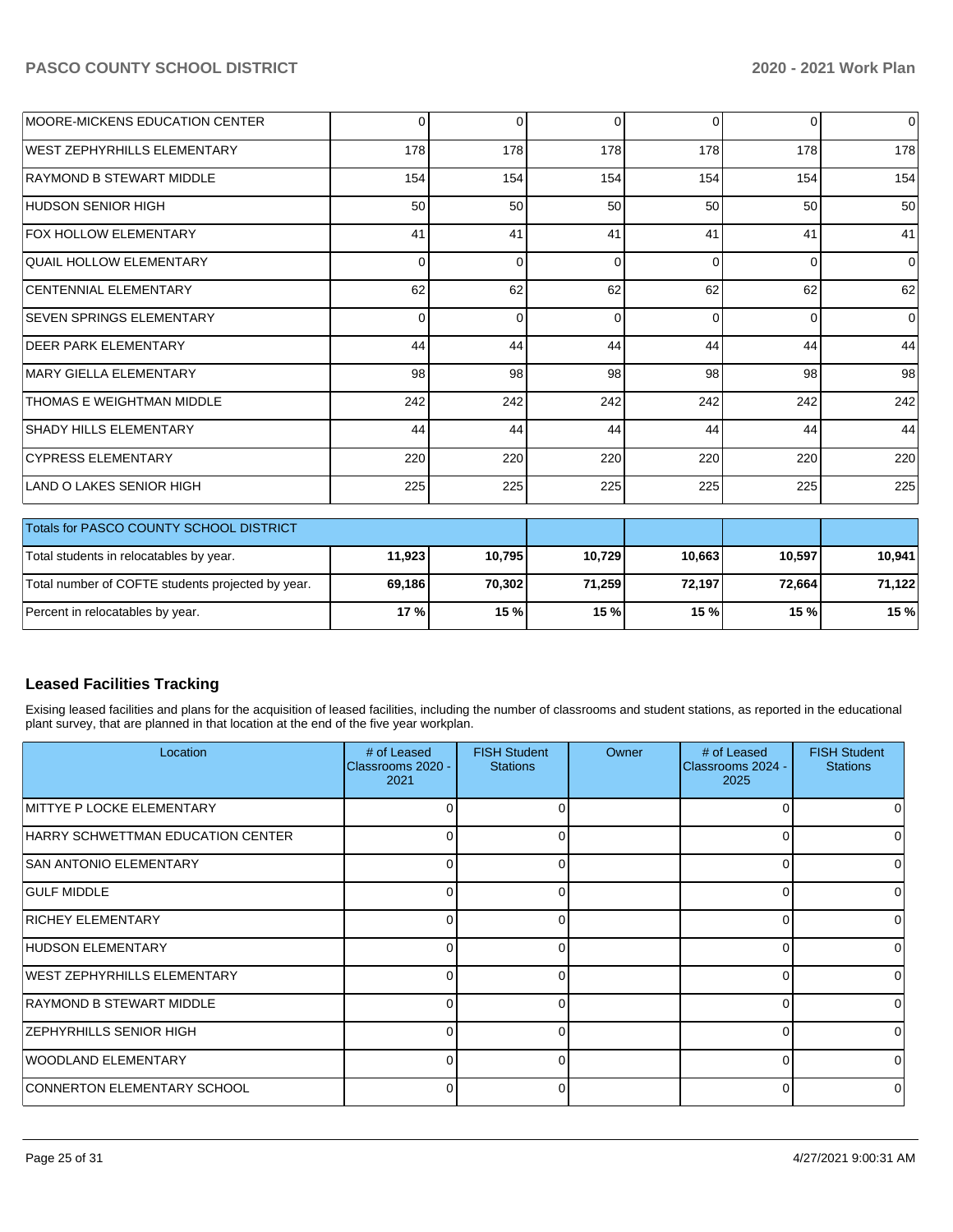| | | | | | | |
|---|---|---|---|---|---|---|
| MOORE-MICKENS EDUCATION CENTER | 0 | 0 | 0 | 0 | 0 | 0 |
| WEST ZEPHYRHILLS ELEMENTARY | 178 | 178 | 178 | 178 | 178 | 178 |
| RAYMOND B STEWART MIDDLE | 154 | 154 | 154 | 154 | 154 | 154 |
| HUDSON SENIOR HIGH | 50 | 50 | 50 | 50 | 50 | 50 |
| FOX HOLLOW ELEMENTARY | 41 | 41 | 41 | 41 | 41 | 41 |
| QUAIL HOLLOW ELEMENTARY | 0 | 0 | 0 | 0 | 0 | 0 |
| CENTENNIAL ELEMENTARY | 62 | 62 | 62 | 62 | 62 | 62 |
| SEVEN SPRINGS ELEMENTARY | 0 | 0 | 0 | 0 | 0 | 0 |
| DEER PARK ELEMENTARY | 44 | 44 | 44 | 44 | 44 | 44 |
| MARY GIELLA ELEMENTARY | 98 | 98 | 98 | 98 | 98 | 98 |
| THOMAS E WEIGHTMAN MIDDLE | 242 | 242 | 242 | 242 | 242 | 242 |
| SHADY HILLS ELEMENTARY | 44 | 44 | 44 | 44 | 44 | 44 |
| CYPRESS ELEMENTARY | 220 | 220 | 220 | 220 | 220 | 220 |
| LAND O LAKES SENIOR HIGH | 225 | 225 | 225 | 225 | 225 | 225 |

| Totals for PASCO COUNTY SCHOOL DISTRICT | | | | | | |
|---|---|---|---|---|---|---|
| Total students in relocatables by year. | **11,923** | **10,795** | **10,729** | **10,663** | **10,597** | **10,941** |
| Total number of COFTE students projected by year. | **69,186** | **70,302** | **71,259** | **72,197** | **72,664** | **71,122** |
| Percent in relocatables by year. | **17 %** | **15 %** | **15 %** | **15 %** | **15 %** | **15 %** |

## Leased Facilities Tracking

Exising leased facilities and plans for the acquisition of leased facilities, including the number of classrooms and student stations, as reported in the educational plant survey, that are planned in that location at the end of the five year workplan.

| Location | # of Leased Classrooms 2020 - 2021 | FISH Student Stations | Owner | # of Leased Classrooms 2024 - 2025 | FISH Student Stations |
|---|---|---|---|---|---|
| MITTYE P LOCKE ELEMENTARY | 0 | 0 | | 0 | 0 |
| HARRY SCHWETTMAN EDUCATION CENTER | 0 | 0 | | 0 | 0 |
| SAN ANTONIO ELEMENTARY | 0 | 0 | | 0 | 0 |
| GULF MIDDLE | 0 | 0 | | 0 | 0 |
| RICHEY ELEMENTARY | 0 | 0 | | 0 | 0 |
| HUDSON ELEMENTARY | 0 | 0 | | 0 | 0 |
| WEST ZEPHYRHILLS ELEMENTARY | 0 | 0 | | 0 | 0 |
| RAYMOND B STEWART MIDDLE | 0 | 0 | | 0 | 0 |
| ZEPHYRHILLS SENIOR HIGH | 0 | 0 | | 0 | 0 |
| WOODLAND ELEMENTARY | 0 | 0 | | 0 | 0 |
| CONNERTON ELEMENTARY SCHOOL | 0 | 0 | | 0 | 0 |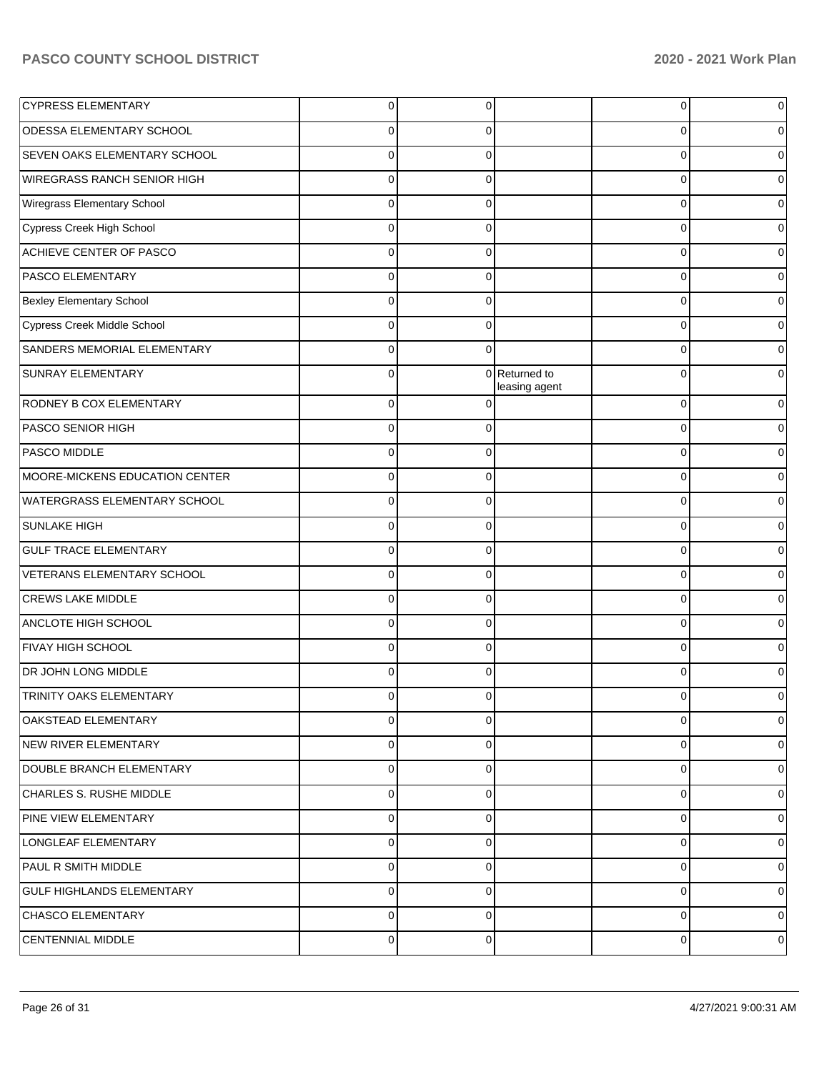| | | | | | |
|---|---|---|---|---|---|
| CYPRESS ELEMENTARY | 0 | 0 | | 0 | 0 |
| ODESSA ELEMENTARY SCHOOL | 0 | 0 | | 0 | 0 |
| SEVEN OAKS ELEMENTARY SCHOOL | 0 | 0 | | 0 | 0 |
| WIREGRASS RANCH SENIOR HIGH | 0 | 0 | | 0 | 0 |
| Wiregrass Elementary School | 0 | 0 | | 0 | 0 |
| Cypress Creek High School | 0 | 0 | | 0 | 0 |
| ACHIEVE CENTER OF PASCO | 0 | 0 | | 0 | 0 |
| PASCO ELEMENTARY | 0 | 0 | | 0 | 0 |
| Bexley Elementary School | 0 | 0 | | 0 | 0 |
| Cypress Creek Middle School | 0 | 0 | | 0 | 0 |
| SANDERS MEMORIAL ELEMENTARY | 0 | 0 | | 0 | 0 |
| SUNRAY ELEMENTARY | 0 | 0 | Returned to leasing agent | 0 | 0 |
| RODNEY B COX ELEMENTARY | 0 | 0 | | 0 | 0 |
| PASCO SENIOR HIGH | 0 | 0 | | 0 | 0 |
| PASCO MIDDLE | 0 | 0 | | 0 | 0 |
| MOORE-MICKENS EDUCATION CENTER | 0 | 0 | | 0 | 0 |
| WATERGRASS ELEMENTARY SCHOOL | 0 | 0 | | 0 | 0 |
| SUNLAKE HIGH | 0 | 0 | | 0 | 0 |
| GULF TRACE ELEMENTARY | 0 | 0 | | 0 | 0 |
| VETERANS ELEMENTARY SCHOOL | 0 | 0 | | 0 | 0 |
| CREWS LAKE MIDDLE | 0 | 0 | | 0 | 0 |
| ANCLOTE HIGH SCHOOL | 0 | 0 | | 0 | 0 |
| FIVAY HIGH SCHOOL | 0 | 0 | | 0 | 0 |
| DR JOHN LONG MIDDLE | 0 | 0 | | 0 | 0 |
| TRINITY OAKS ELEMENTARY | 0 | 0 | | 0 | 0 |
| OAKSTEAD ELEMENTARY | 0 | 0 | | 0 | 0 |
| NEW RIVER ELEMENTARY | 0 | 0 | | 0 | 0 |
| DOUBLE BRANCH ELEMENTARY | 0 | 0 | | 0 | 0 |
| CHARLES S. RUSHE MIDDLE | 0 | 0 | | 0 | 0 |
| PINE VIEW ELEMENTARY | 0 | 0 | | 0 | 0 |
| LONGLEAF ELEMENTARY | 0 | 0 | | 0 | 0 |
| PAUL R SMITH MIDDLE | 0 | 0 | | 0 | 0 |
| GULF HIGHLANDS ELEMENTARY | 0 | 0 | | 0 | 0 |
| CHASCO ELEMENTARY | 0 | 0 | | 0 | 0 |
| CENTENNIAL MIDDLE | 0 | 0 | | 0 | 0 |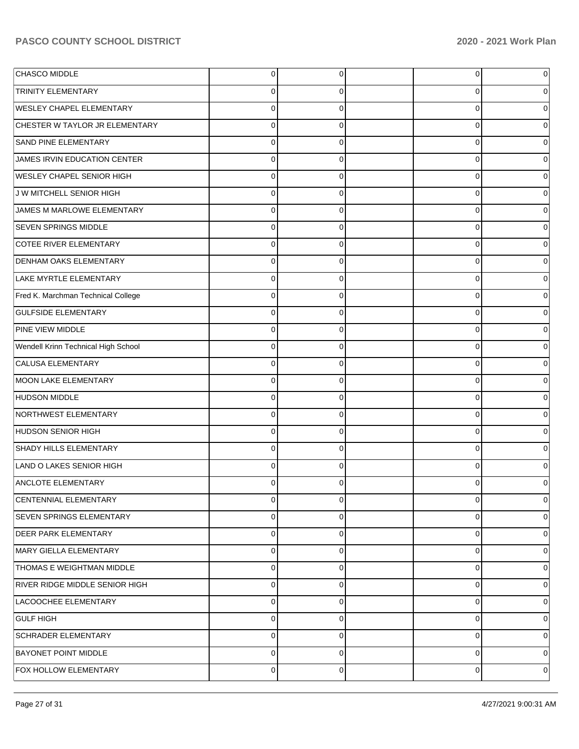| | | | | | |
|---|---|---|---|---|---|
| CHASCO MIDDLE | 0 | 0 | | 0 | 0 |
| TRINITY ELEMENTARY | 0 | 0 | | 0 | 0 |
| WESLEY CHAPEL ELEMENTARY | 0 | 0 | | 0 | 0 |
| CHESTER W TAYLOR JR ELEMENTARY | 0 | 0 | | 0 | 0 |
| SAND PINE ELEMENTARY | 0 | 0 | | 0 | 0 |
| JAMES IRVIN EDUCATION CENTER | 0 | 0 | | 0 | 0 |
| WESLEY CHAPEL SENIOR HIGH | 0 | 0 | | 0 | 0 |
| J W MITCHELL SENIOR HIGH | 0 | 0 | | 0 | 0 |
| JAMES M MARLOWE ELEMENTARY | 0 | 0 | | 0 | 0 |
| SEVEN SPRINGS MIDDLE | 0 | 0 | | 0 | 0 |
| COTEE RIVER ELEMENTARY | 0 | 0 | | 0 | 0 |
| DENHAM OAKS ELEMENTARY | 0 | 0 | | 0 | 0 |
| LAKE MYRTLE ELEMENTARY | 0 | 0 | | 0 | 0 |
| Fred K. Marchman Technical College | 0 | 0 | | 0 | 0 |
| GULFSIDE ELEMENTARY | 0 | 0 | | 0 | 0 |
| PINE VIEW MIDDLE | 0 | 0 | | 0 | 0 |
| Wendell Krinn Technical High School | 0 | 0 | | 0 | 0 |
| CALUSA ELEMENTARY | 0 | 0 | | 0 | 0 |
| MOON LAKE ELEMENTARY | 0 | 0 | | 0 | 0 |
| HUDSON MIDDLE | 0 | 0 | | 0 | 0 |
| NORTHWEST ELEMENTARY | 0 | 0 | | 0 | 0 |
| HUDSON SENIOR HIGH | 0 | 0 | | 0 | 0 |
| SHADY HILLS ELEMENTARY | 0 | 0 | | 0 | 0 |
| LAND O LAKES SENIOR HIGH | 0 | 0 | | 0 | 0 |
| ANCLOTE ELEMENTARY | 0 | 0 | | 0 | 0 |
| CENTENNIAL ELEMENTARY | 0 | 0 | | 0 | 0 |
| SEVEN SPRINGS ELEMENTARY | 0 | 0 | | 0 | 0 |
| DEER PARK ELEMENTARY | 0 | 0 | | 0 | 0 |
| MARY GIELLA ELEMENTARY | 0 | 0 | | 0 | 0 |
| THOMAS E WEIGHTMAN MIDDLE | 0 | 0 | | 0 | 0 |
| RIVER RIDGE MIDDLE SENIOR HIGH | 0 | 0 | | 0 | 0 |
| LACOOCHEE ELEMENTARY | 0 | 0 | | 0 | 0 |
| GULF HIGH | 0 | 0 | | 0 | 0 |
| SCHRADER ELEMENTARY | 0 | 0 | | 0 | 0 |
| BAYONET POINT MIDDLE | 0 | 0 | | 0 | 0 |
| FOX HOLLOW ELEMENTARY | 0 | 0 | | 0 | 0 |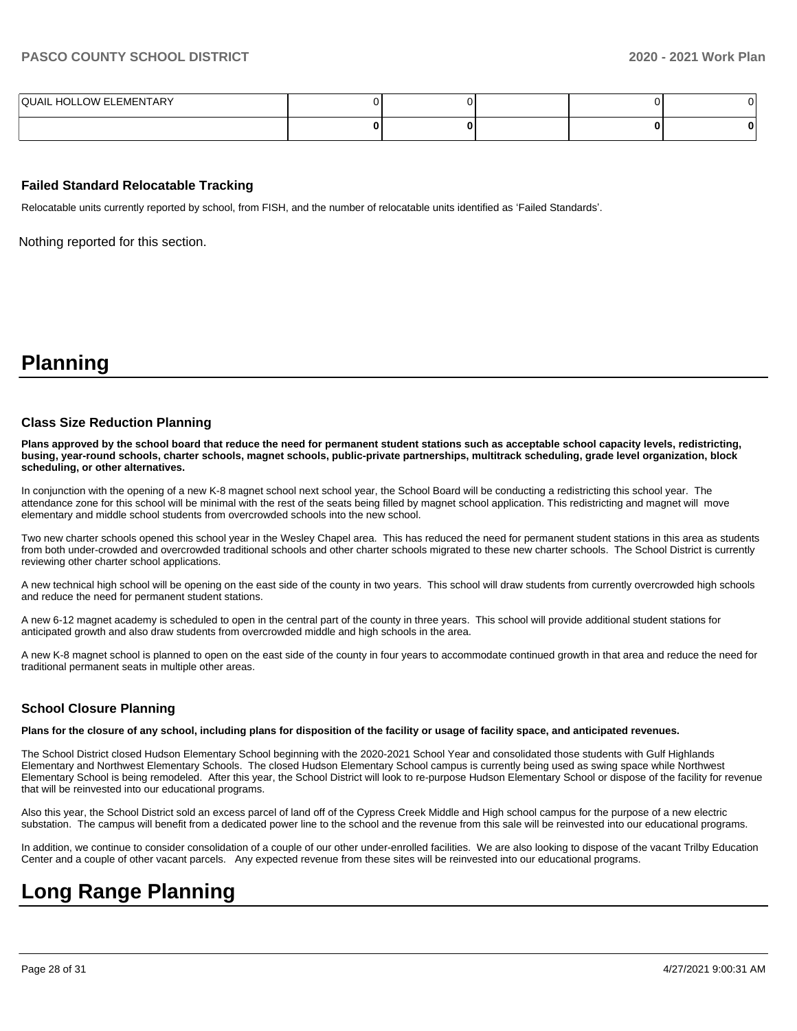| | | | | | |
|---|---|---|---|---|---|
| QUAIL HOLLOW ELEMENTARY | 0 | 0 | | 0 | 0 |
| | **0** | **0** | | **0** | **0** |

### Failed Standard Relocatable Tracking

Relocatable units currently reported by school, from FISH, and the number of relocatable units identified as 'Failed Standards'.

Nothing reported for this section.

# Planning

### Class Size Reduction Planning

**Plans approved by the school board that reduce the need for permanent student stations such as acceptable school capacity levels, redistricting, busing, year-round schools, charter schools, magnet schools, public-private partnerships, multitrack scheduling, grade level organization, block scheduling, or other alternatives.**

In conjunction with the opening of a new K-8 magnet school next school year, the School Board will be conducting a redistricting this school year. The attendance zone for this school will be minimal with the rest of the seats being filled by magnet school application. This redistricting and magnet will move elementary and middle school students from overcrowded schools into the new school.

Two new charter schools opened this school year in the Wesley Chapel area. This has reduced the need for permanent student stations in this area as students from both under-crowded and overcrowded traditional schools and other charter schools migrated to these new charter schools. The School District is currently reviewing other charter school applications.

A new technical high school will be opening on the east side of the county in two years. This school will draw students from currently overcrowded high schools and reduce the need for permanent student stations.

A new 6-12 magnet academy is scheduled to open in the central part of the county in three years. This school will provide additional student stations for anticipated growth and also draw students from overcrowded middle and high schools in the area.

A new K-8 magnet school is planned to open on the east side of the county in four years to accommodate continued growth in that area and reduce the need for traditional permanent seats in multiple other areas.

### School Closure Planning

**Plans for the closure of any school, including plans for disposition of the facility or usage of facility space, and anticipated revenues.**

The School District closed Hudson Elementary School beginning with the 2020-2021 School Year and consolidated those students with Gulf Highlands Elementary and Northwest Elementary Schools. The closed Hudson Elementary School campus is currently being used as swing space while Northwest Elementary School is being remodeled. After this year, the School District will look to re-purpose Hudson Elementary School or dispose of the facility for revenue that will be reinvested into our educational programs.

Also this year, the School District sold an excess parcel of land off of the Cypress Creek Middle and High school campus for the purpose of a new electric substation. The campus will benefit from a dedicated power line to the school and the revenue from this sale will be reinvested into our educational programs.

In addition, we continue to consider consolidation of a couple of our other under-enrolled facilities. We are also looking to dispose of the vacant Trilby Education Center and a couple of other vacant parcels. Any expected revenue from these sites will be reinvested into our educational programs.

# Long Range Planning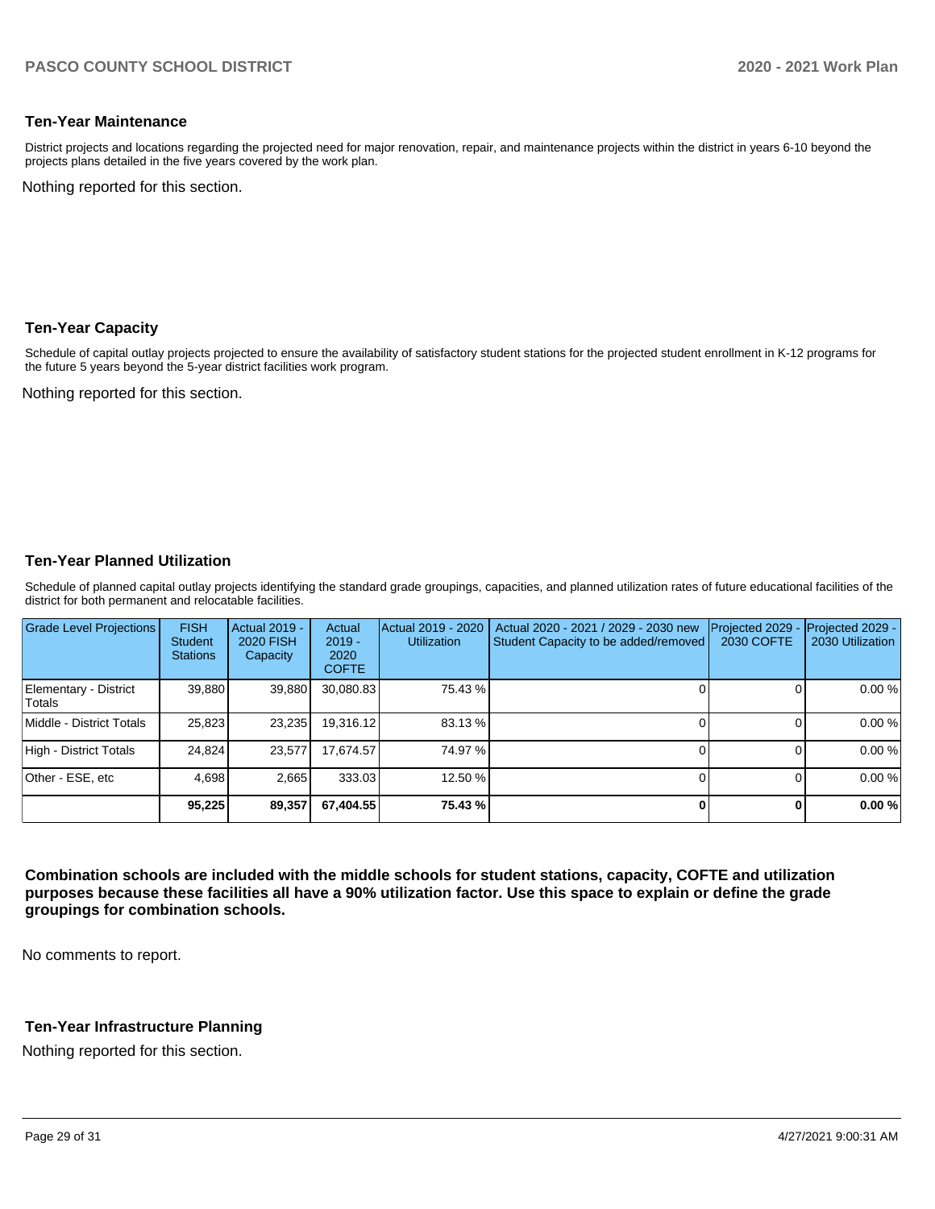### Ten-Year Maintenance

District projects and locations regarding the projected need for major renovation, repair, and maintenance projects within the district in years 6-10 beyond the projects plans detailed in the five years covered by the work plan.

Nothing reported for this section.

### Ten-Year Capacity

Schedule of capital outlay projects projected to ensure the availability of satisfactory student stations for the projected student enrollment in K-12 programs for the future 5 years beyond the 5-year district facilities work program.

Nothing reported for this section.

### Ten-Year Planned Utilization

Schedule of planned capital outlay projects identifying the standard grade groupings, capacities, and planned utilization rates of future educational facilities of the district for both permanent and relocatable facilities.

| Grade Level Projections | FISH Student Stations | Actual 2019 - 2020 FISH Capacity | Actual 2019 - 2020 COFTE | Actual 2019 - 2020 Utilization | Actual 2020 - 2021 / 2029 - 2030 new Student Capacity to be added/removed | Projected 2029 - 2030 COFTE | Projected 2029 - 2030 Utilization |
|---|---|---|---|---|---|---|---|
| Elementary - District Totals | 39,880 | 39,880 | 30,080.83 | 75.43 % | 0 | 0 | 0.00 % |
| Middle - District Totals | 25,823 | 23,235 | 19,316.12 | 83.13 % | 0 | 0 | 0.00 % |
| High - District Totals | 24,824 | 23,577 | 17,674.57 | 74.97 % | 0 | 0 | 0.00 % |
| Other - ESE, etc | 4,698 | 2,665 | 333.03 | 12.50 % | 0 | 0 | 0.00 % |
| | **95,225** | **89,357** | **67,404.55** | **75.43 %** | **0** | **0** | **0.00 %** |

**Combination schools are included with the middle schools for student stations, capacity, COFTE and utilization purposes because these facilities all have a 90% utilization factor. Use this space to explain or define the grade groupings for combination schools.**

No comments to report.

### Ten-Year Infrastructure Planning

Nothing reported for this section.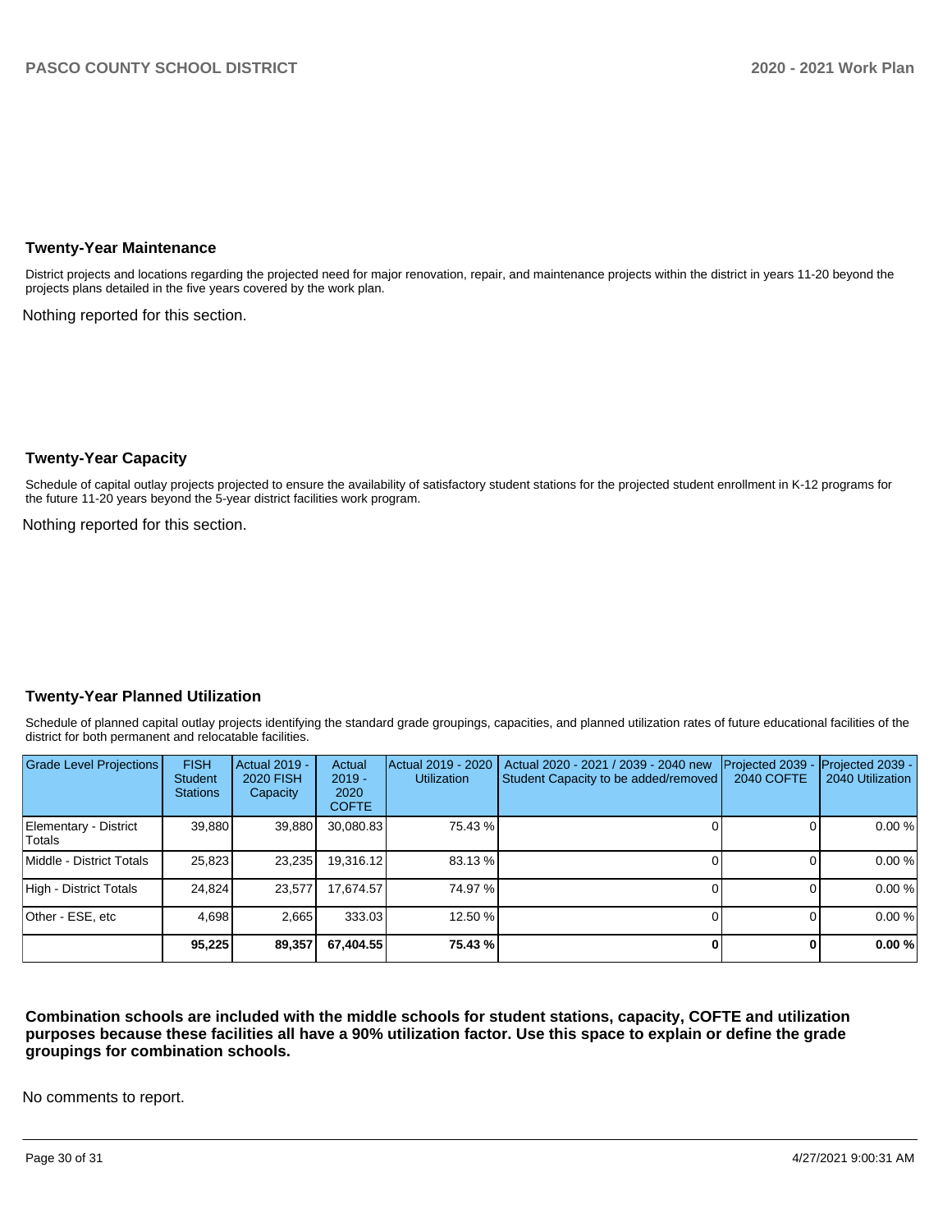### Twenty-Year Maintenance

District projects and locations regarding the projected need for major renovation, repair, and maintenance projects within the district in years 11-20 beyond the projects plans detailed in the five years covered by the work plan.

Nothing reported for this section.

### Twenty-Year Capacity

Schedule of capital outlay projects projected to ensure the availability of satisfactory student stations for the projected student enrollment in K-12 programs for the future 11-20 years beyond the 5-year district facilities work program.

Nothing reported for this section.

### Twenty-Year Planned Utilization

Schedule of planned capital outlay projects identifying the standard grade groupings, capacities, and planned utilization rates of future educational facilities of the district for both permanent and relocatable facilities.

| Grade Level Projections | FISH Student Stations | Actual 2019 - 2020 FISH Capacity | Actual 2019 - 2020 COFTE | Actual 2019 - 2020 Utilization | Actual 2020 - 2021 / 2039 - 2040 new Student Capacity to be added/removed | Projected 2039 - 2040 COFTE | Projected 2039 - 2040 Utilization |
|---|---|---|---|---|---|---|---|
| Elementary - District Totals | 39,880 | 39,880 | 30,080.83 | 75.43 % | 0 | 0 | 0.00 % |
| Middle - District Totals | 25,823 | 23,235 | 19,316.12 | 83.13 % | 0 | 0 | 0.00 % |
| High - District Totals | 24,824 | 23,577 | 17,674.57 | 74.97 % | 0 | 0 | 0.00 % |
| Other - ESE, etc | 4,698 | 2,665 | 333.03 | 12.50 % | 0 | 0 | 0.00 % |
| | **95,225** | **89,357** | **67,404.55** | **75.43 %** | **0** | **0** | **0.00 %** |

**Combination schools are included with the middle schools for student stations, capacity, COFTE and utilization purposes because these facilities all have a 90% utilization factor. Use this space to explain or define the grade groupings for combination schools.**

No comments to report.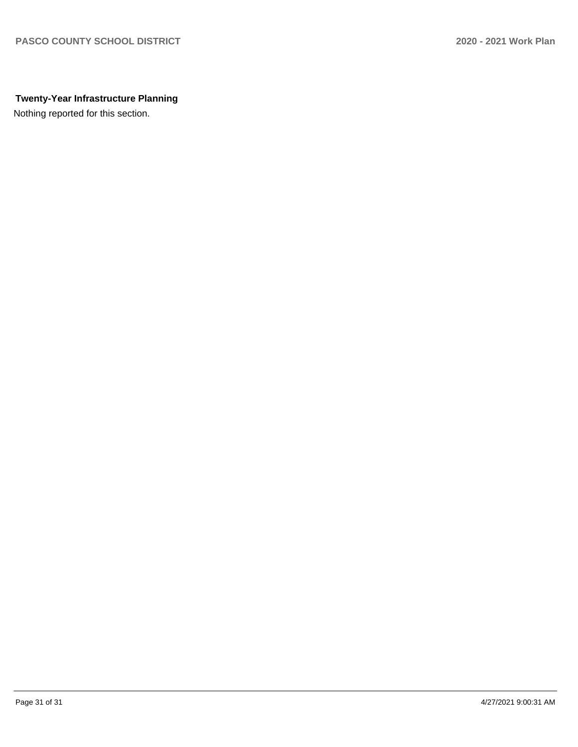## Twenty-Year Infrastructure Planning

Nothing reported for this section.